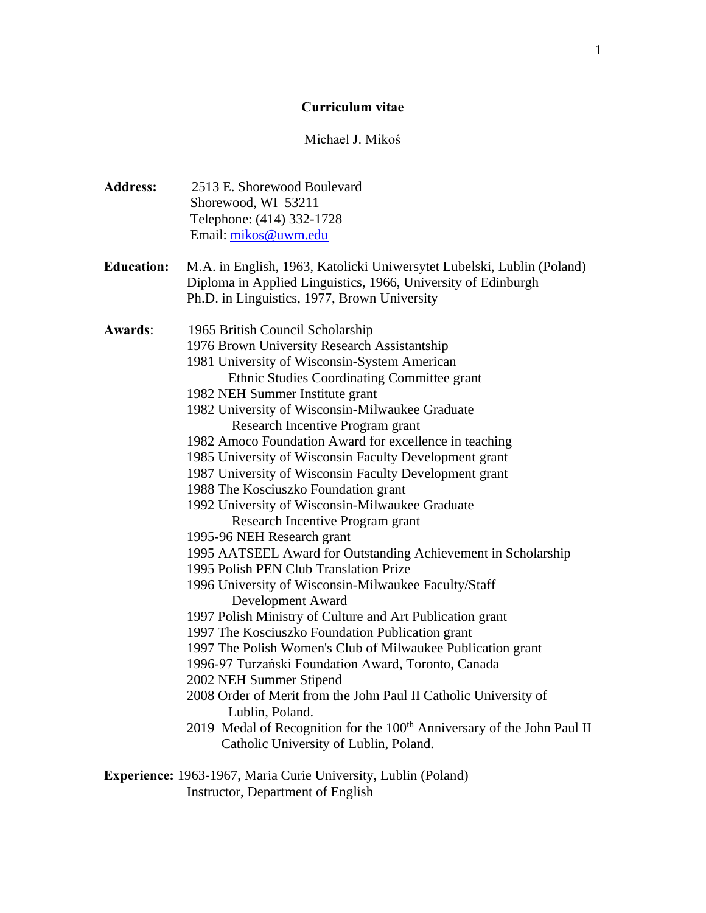# Curriculum vitae

Michael J. Mikoś

**Address:** 2513 E. Shorewood Boulevard
Shorewood, WI 53211
Telephone: (414) 332-1728
Email: mikos@uwm.edu

**Education:** M.A. in English, 1963, Katolicki Uniwersytet Lubelski, Lublin (Poland)
Diploma in Applied Linguistics, 1966, University of Edinburgh
Ph.D. in Linguistics, 1977, Brown University

**Awards**:
- 1965 British Council Scholarship
- 1976 Brown University Research Assistantship
- 1981 University of Wisconsin-System American Ethnic Studies Coordinating Committee grant
- 1982 NEH Summer Institute grant
- 1982 University of Wisconsin-Milwaukee Graduate Research Incentive Program grant
- 1982 Amoco Foundation Award for excellence in teaching
- 1985 University of Wisconsin Faculty Development grant
- 1987 University of Wisconsin Faculty Development grant
- 1988 The Kosciuszko Foundation grant
- 1992 University of Wisconsin-Milwaukee Graduate Research Incentive Program grant
- 1995-96 NEH Research grant
- 1995 AATSEEL Award for Outstanding Achievement in Scholarship
- 1995 Polish PEN Club Translation Prize
- 1996 University of Wisconsin-Milwaukee Faculty/Staff Development Award
- 1997 Polish Ministry of Culture and Art Publication grant
- 1997 The Kosciuszko Foundation Publication grant
- 1997 The Polish Women's Club of Milwaukee Publication grant
- 1996-97 Turzański Foundation Award, Toronto, Canada
- 2002 NEH Summer Stipend
- 2008 Order of Merit from the John Paul II Catholic University of Lublin, Poland.
- 2019 Medal of Recognition for the 100th Anniversary of the John Paul II Catholic University of Lublin, Poland.

**Experience:** 1963-1967, Maria Curie University, Lublin (Poland)
Instructor, Department of English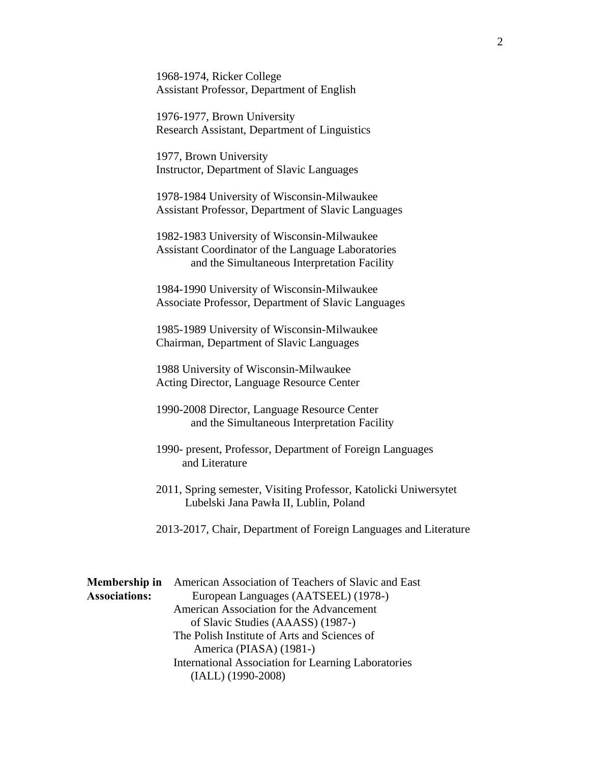1968-1974, Ricker College
Assistant Professor, Department of English

1976-1977, Brown University
Research Assistant, Department of Linguistics

1977, Brown University
Instructor, Department of Slavic Languages

1978-1984 University of Wisconsin-Milwaukee
Assistant Professor, Department of Slavic Languages

1982-1983 University of Wisconsin-Milwaukee
Assistant Coordinator of the Language Laboratories
and the Simultaneous Interpretation Facility

1984-1990 University of Wisconsin-Milwaukee
Associate Professor, Department of Slavic Languages

1985-1989 University of Wisconsin-Milwaukee
Chairman, Department of Slavic Languages

1988 University of Wisconsin-Milwaukee
Acting Director, Language Resource Center

1990-2008 Director, Language Resource Center
and the Simultaneous Interpretation Facility

1990- present, Professor, Department of Foreign Languages
and Literature

2011, Spring semester, Visiting Professor, Katolicki Uniwersytet
Lubelski Jana Pawła II, Lublin, Poland

2013-2017, Chair, Department of Foreign Languages and Literature

**Membership in Associations:**

American Association of Teachers of Slavic and East European Languages (AATSEEL) (1978-)
American Association for the Advancement of Slavic Studies (AAASS) (1987-)
The Polish Institute of Arts and Sciences of America (PIASA) (1981-)
International Association for Learning Laboratories (IALL) (1990-2008)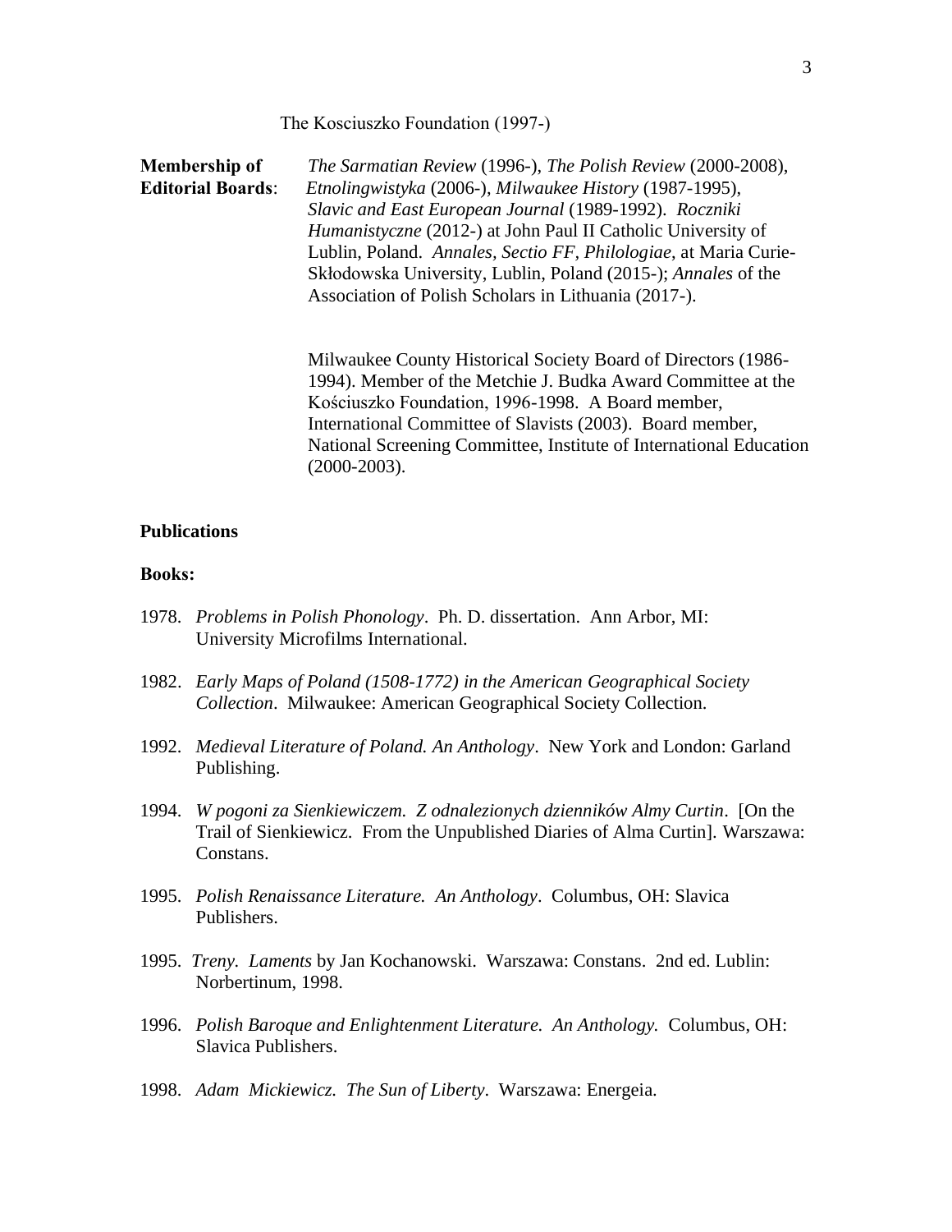The Kosciuszko Foundation (1997-)

**Membership of Editorial Boards**: *The Sarmatian Review* (1996-), *The Polish Review* (2000-2008), *Etnolingwistyka* (2006-), *Milwaukee History* (1987-1995), *Slavic and East European Journal* (1989-1992). *Roczniki Humanistyczne* (2012-) at John Paul II Catholic University of Lublin, Poland. *Annales, Sectio FF, Philologiae*, at Maria Curie-Skłodowska University, Lublin, Poland (2015-); *Annales* of the Association of Polish Scholars in Lithuania (2017-).

Milwaukee County Historical Society Board of Directors (1986-1994). Member of the Metchie J. Budka Award Committee at the Kościuszko Foundation, 1996-1998. A Board member, International Committee of Slavists (2003). Board member, National Screening Committee, Institute of International Education (2000-2003).

## Publications

### Books:

1978. *Problems in Polish Phonology*. Ph. D. dissertation. Ann Arbor, MI: University Microfilms International.

1982. *Early Maps of Poland (1508-1772) in the American Geographical Society Collection*. Milwaukee: American Geographical Society Collection.

1992. *Medieval Literature of Poland. An Anthology*. New York and London: Garland Publishing.

1994. *W pogoni za Sienkiewiczem. Z odnalezionych dzienników Almy Curtin*. [On the Trail of Sienkiewicz. From the Unpublished Diaries of Alma Curtin]. Warszawa: Constans.

1995. *Polish Renaissance Literature. An Anthology*. Columbus, OH: Slavica Publishers.

1995. *Treny. Laments* by Jan Kochanowski. Warszawa: Constans. 2nd ed. Lublin: Norbertinum, 1998.

1996. *Polish Baroque and Enlightenment Literature. An Anthology.* Columbus, OH: Slavica Publishers.

1998. *Adam Mickiewicz. The Sun of Liberty*. Warszawa: Energeia.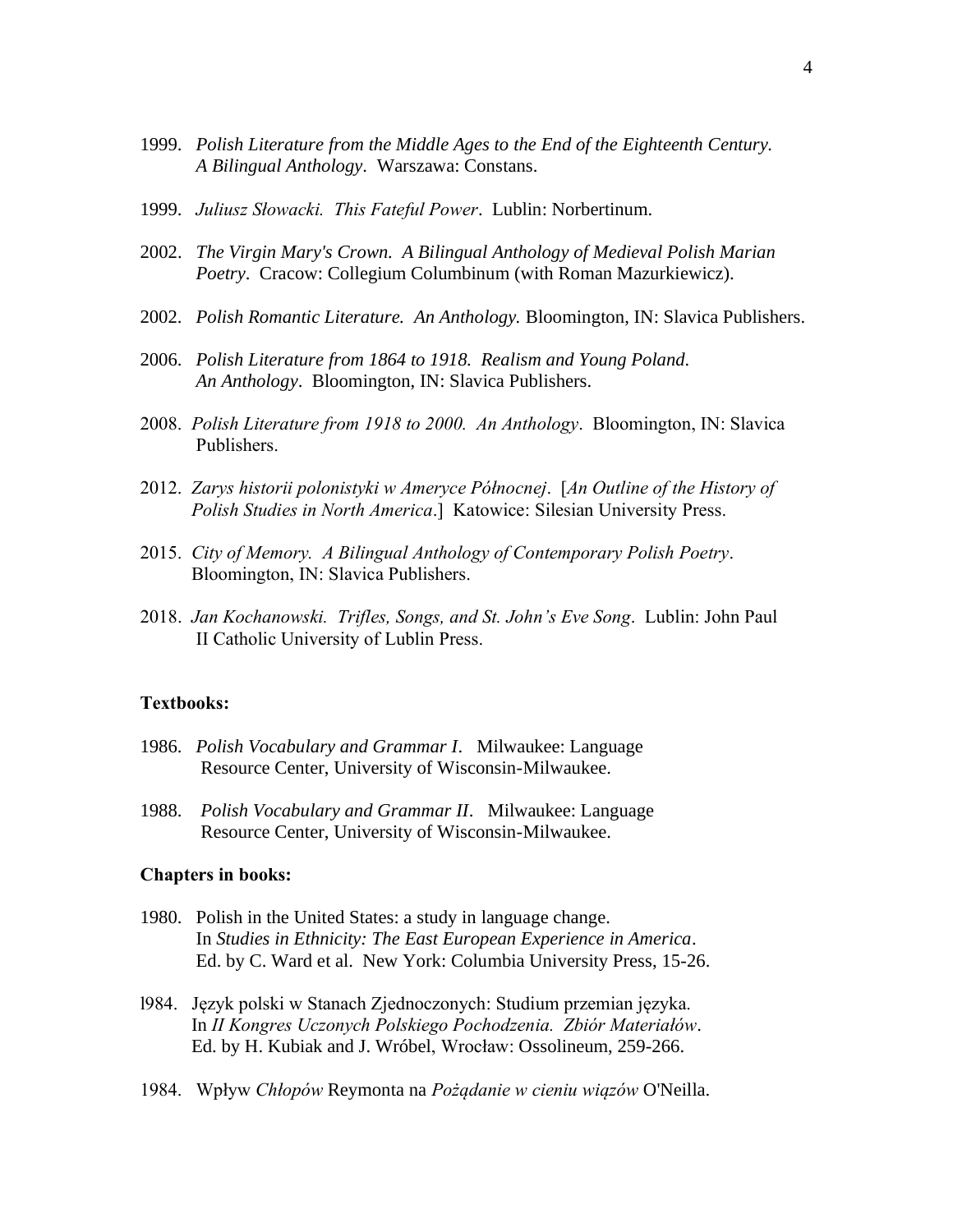1999. *Polish Literature from the Middle Ages to the End of the Eighteenth Century. A Bilingual Anthology*. Warszawa: Constans.

1999. *Juliusz Słowacki. This Fateful Power*. Lublin: Norbertinum.

2002. *The Virgin Mary's Crown. A Bilingual Anthology of Medieval Polish Marian Poetry*. Cracow: Collegium Columbinum (with Roman Mazurkiewicz).

2002. *Polish Romantic Literature. An Anthology.* Bloomington, IN: Slavica Publishers.

2006. *Polish Literature from 1864 to 1918. Realism and Young Poland. An Anthology*. Bloomington, IN: Slavica Publishers.

2008. *Polish Literature from 1918 to 2000. An Anthology*. Bloomington, IN: Slavica Publishers.

2012. *Zarys historii polonistyki w Ameryce Północnej*. [*An Outline of the History of Polish Studies in North America*.] Katowice: Silesian University Press.

2015. *City of Memory. A Bilingual Anthology of Contemporary Polish Poetry*. Bloomington, IN: Slavica Publishers.

2018. *Jan Kochanowski. Trifles, Songs, and St. John's Eve Song*. Lublin: John Paul II Catholic University of Lublin Press.

**Textbooks:**

1986. *Polish Vocabulary and Grammar I*. Milwaukee: Language Resource Center, University of Wisconsin-Milwaukee.

1988. *Polish Vocabulary and Grammar II*. Milwaukee: Language Resource Center, University of Wisconsin-Milwaukee.

**Chapters in books:**

1980. Polish in the United States: a study in language change. In *Studies in Ethnicity: The East European Experience in America*. Ed. by C. Ward et al. New York: Columbia University Press, 15-26.

l984. Język polski w Stanach Zjednoczonych: Studium przemian języka. In *II Kongres Uczonych Polskiego Pochodzenia. Zbiór Materiałów*. Ed. by H. Kubiak and J. Wróbel, Wrocław: Ossolineum, 259-266.

1984. Wpływ *Chłopów* Reymonta na *Pożądanie w cieniu wiązów* O'Neilla.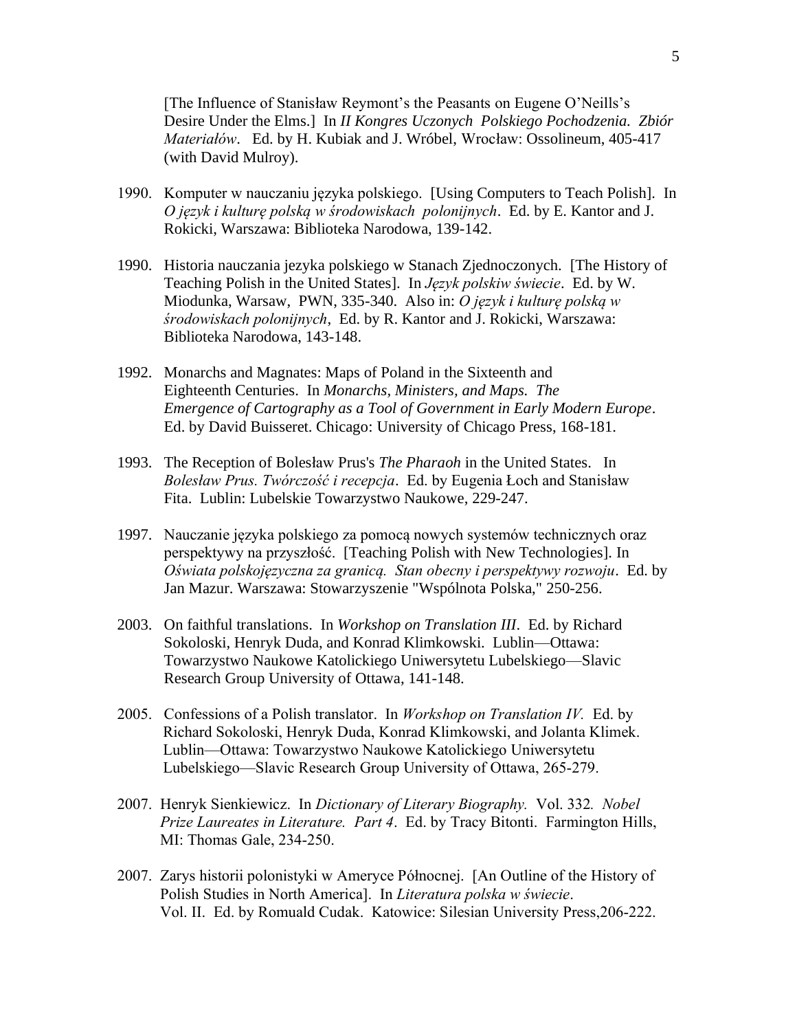[The Influence of Stanisław Reymont's the Peasants on Eugene O'Neills's Desire Under the Elms.] In *II Kongres Uczonych Polskiego Pochodzenia. Zbiór Materiałów*. Ed. by H. Kubiak and J. Wróbel, Wrocław: Ossolineum, 405-417 (with David Mulroy).

1990. Komputer w nauczaniu języka polskiego. [Using Computers to Teach Polish]. In *O język i kulturę polską w środowiskach polonijnych*. Ed. by E. Kantor and J. Rokicki, Warszawa: Biblioteka Narodowa, 139-142.

1990. Historia nauczania jezyka polskiego w Stanach Zjednoczonych. [The History of Teaching Polish in the United States]. In *Język polskiw świecie*. Ed. by W. Miodunka, Warsaw, PWN, 335-340. Also in: *O język i kulturę polską w środowiskach polonijnych*, Ed. by R. Kantor and J. Rokicki, Warszawa: Biblioteka Narodowa, 143-148.

1992. Monarchs and Magnates: Maps of Poland in the Sixteenth and Eighteenth Centuries. In *Monarchs, Ministers, and Maps. The Emergence of Cartography as a Tool of Government in Early Modern Europe*. Ed. by David Buisseret. Chicago: University of Chicago Press, 168-181.

1993. The Reception of Bolesław Prus's *The Pharaoh* in the United States. In *Bolesław Prus. Twórczość i recepcja*. Ed. by Eugenia Łoch and Stanisław Fita. Lublin: Lubelskie Towarzystwo Naukowe, 229-247.

1997. Nauczanie języka polskiego za pomocą nowych systemów technicznych oraz perspektywy na przyszłość. [Teaching Polish with New Technologies]. In *Oświata polskojęzyczna za granicą. Stan obecny i perspektywy rozwoju*. Ed. by Jan Mazur. Warszawa: Stowarzyszenie "Wspólnota Polska," 250-256.

2003. On faithful translations. In *Workshop on Translation III*. Ed. by Richard Sokoloski, Henryk Duda, and Konrad Klimkowski. Lublin—Ottawa: Towarzystwo Naukowe Katolickiego Uniwersytetu Lubelskiego—Slavic Research Group University of Ottawa, 141-148.

2005. Confessions of a Polish translator. In *Workshop on Translation IV.* Ed. by Richard Sokoloski, Henryk Duda, Konrad Klimkowski, and Jolanta Klimek. Lublin—Ottawa: Towarzystwo Naukowe Katolickiego Uniwersytetu Lubelskiego—Slavic Research Group University of Ottawa, 265-279.

2007. Henryk Sienkiewicz. In *Dictionary of Literary Biography.* Vol. 332*. Nobel Prize Laureates in Literature. Part 4*. Ed. by Tracy Bitonti. Farmington Hills, MI: Thomas Gale, 234-250.

2007. Zarys historii polonistyki w Ameryce Północnej. [An Outline of the History of Polish Studies in North America]. In *Literatura polska w świecie*. Vol. II. Ed. by Romuald Cudak. Katowice: Silesian University Press,206-222.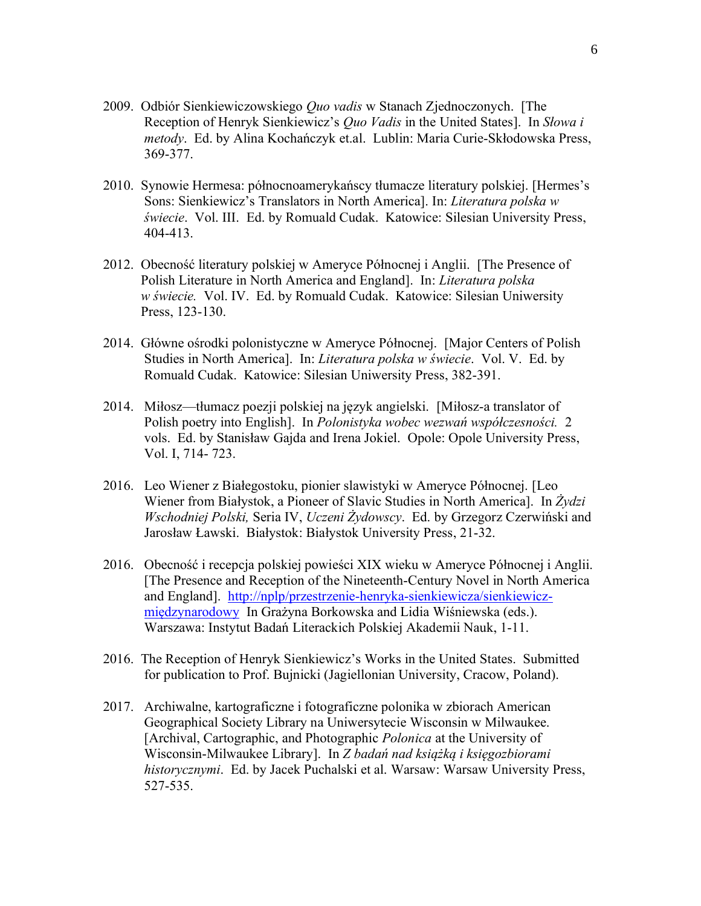2009. Odbiór Sienkiewiczowskiego *Quo vadis* w Stanach Zjednoczonych. [The Reception of Henryk Sienkiewicz's *Quo Vadis* in the United States]. In *Słowa i metody*. Ed. by Alina Kochańczyk et.al. Lublin: Maria Curie-Skłodowska Press, 369-377.

2010. Synowie Hermesa: północnoamerykańscy tłumacze literatury polskiej. [Hermes's Sons: Sienkiewicz's Translators in North America]. In: *Literatura polska w świecie*. Vol. III. Ed. by Romuald Cudak. Katowice: Silesian University Press, 404-413.

2012. Obecność literatury polskiej w Ameryce Północnej i Anglii. [The Presence of Polish Literature in North America and England]. In: *Literatura polska w świecie.* Vol. IV. Ed. by Romuald Cudak. Katowice: Silesian Uniwersity Press, 123-130.

2014. Główne ośrodki polonistyczne w Ameryce Północnej. [Major Centers of Polish Studies in North America]. In: *Literatura polska w świecie*. Vol. V. Ed. by Romuald Cudak. Katowice: Silesian Uniwersity Press, 382-391.

2014. Miłosz—tłumacz poezji polskiej na język angielski. [Miłosz-a translator of Polish poetry into English]. In *Polonistyka wobec wezwań współczesności.* 2 vols. Ed. by Stanisław Gajda and Irena Jokiel. Opole: Opole University Press, Vol. I, 714- 723.

2016. Leo Wiener z Białegostoku, pionier slawistyki w Ameryce Północnej. [Leo Wiener from Białystok, a Pioneer of Slavic Studies in North America]. In *Żydzi Wschodniej Polski,* Seria IV, *Uczeni Żydowscy*. Ed. by Grzegorz Czerwiński and Jarosław Ławski. Białystok: Białystok University Press, 21-32.

2016. Obecność i recepcja polskiej powieści XIX wieku w Ameryce Północnej i Anglii. [The Presence and Reception of the Nineteenth-Century Novel in North America and England]. http://nplp/przestrzenie-henryka-sienkiewicza/sienkiewicz-międzynarodowy In Grażyna Borkowska and Lidia Wiśniewska (eds.). Warszawa: Instytut Badań Literackich Polskiej Akademii Nauk, 1-11.

2016. The Reception of Henryk Sienkiewicz's Works in the United States. Submitted for publication to Prof. Bujnicki (Jagiellonian University, Cracow, Poland).

2017. Archiwalne, kartograficzne i fotograficzne polonika w zbiorach American Geographical Society Library na Uniwersytecie Wisconsin w Milwaukee. [Archival, Cartographic, and Photographic *Polonica* at the University of Wisconsin-Milwaukee Library]. In *Z badań nad książką i księgozbiorami historycznymi*. Ed. by Jacek Puchalski et al. Warsaw: Warsaw University Press, 527-535.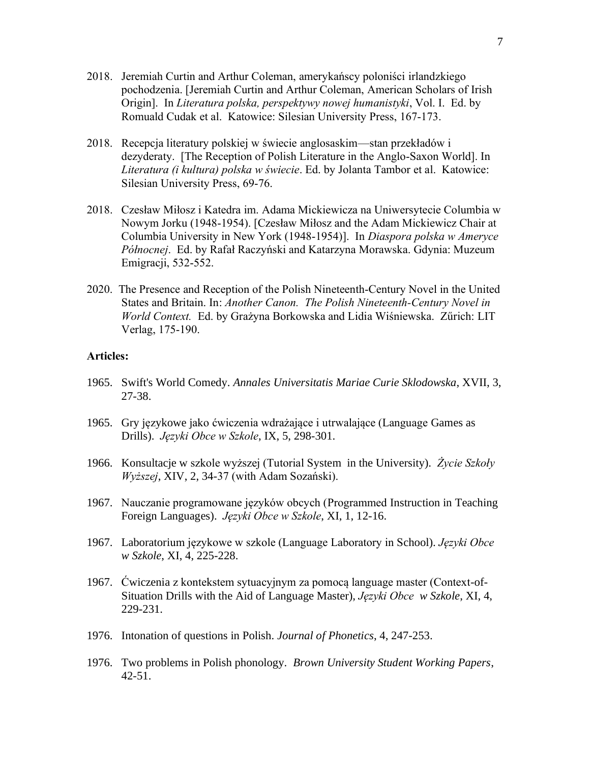2018. Jeremiah Curtin and Arthur Coleman, amerykańscy poloniści irlandzkiego pochodzenia. [Jeremiah Curtin and Arthur Coleman, American Scholars of Irish Origin]. In *Literatura polska, perspektywy nowej humanistyki*, Vol. I. Ed. by Romuald Cudak et al. Katowice: Silesian University Press, 167-173.

2018. Recepcja literatury polskiej w świecie anglosaskim—stan przekładów i dezyderaty. [The Reception of Polish Literature in the Anglo-Saxon World]. In *Literatura (i kultura) polska w świecie*. Ed. by Jolanta Tambor et al. Katowice: Silesian University Press, 69-76.

2018. Czesław Miłosz i Katedra im. Adama Mickiewicza na Uniwersytecie Columbia w Nowym Jorku (1948-1954). [Czesław Miłosz and the Adam Mickiewicz Chair at Columbia University in New York (1948-1954)]. In *Diaspora polska w Ameryce Północnej*. Ed. by Rafał Raczyński and Katarzyna Morawska. Gdynia: Muzeum Emigracji, 532-552.

2020. The Presence and Reception of the Polish Nineteenth-Century Novel in the United States and Britain. In: *Another Canon. The Polish Nineteenth-Century Novel in World Context.* Ed. by Grażyna Borkowska and Lidia Wiśniewska. Zűrich: LIT Verlag, 175-190.

**Articles:**

1965. Swift's World Comedy. *Annales Universitatis Mariae Curie Sklodowska*, XVII, 3, 27-38.

1965. Gry językowe jako ćwiczenia wdrażające i utrwalające (Language Games as Drills). *Języki Obce w Szkole*, IX, 5, 298-301.

1966. Konsultacje w szkole wyższej (Tutorial System in the University). *Życie Szkoły Wyższej*, XIV, 2, 34-37 (with Adam Sozański).

1967. Nauczanie programowane języków obcych (Programmed Instruction in Teaching Foreign Languages). *Języki Obce w Szkole*, XI, 1, 12-16.

1967. Laboratorium językowe w szkole (Language Laboratory in School). *Języki Obce w Szkole*, XI, 4, 225-228.

1967. Ćwiczenia z kontekstem sytuacyjnym za pomocą language master (Context-of-Situation Drills with the Aid of Language Master), *Języki Obce w Szkole*, XI, 4, 229-231.

1976. Intonation of questions in Polish. *Journal of Phonetics*, 4, 247-253.

1976. Two problems in Polish phonology. *Brown University Student Working Papers*, 42-51.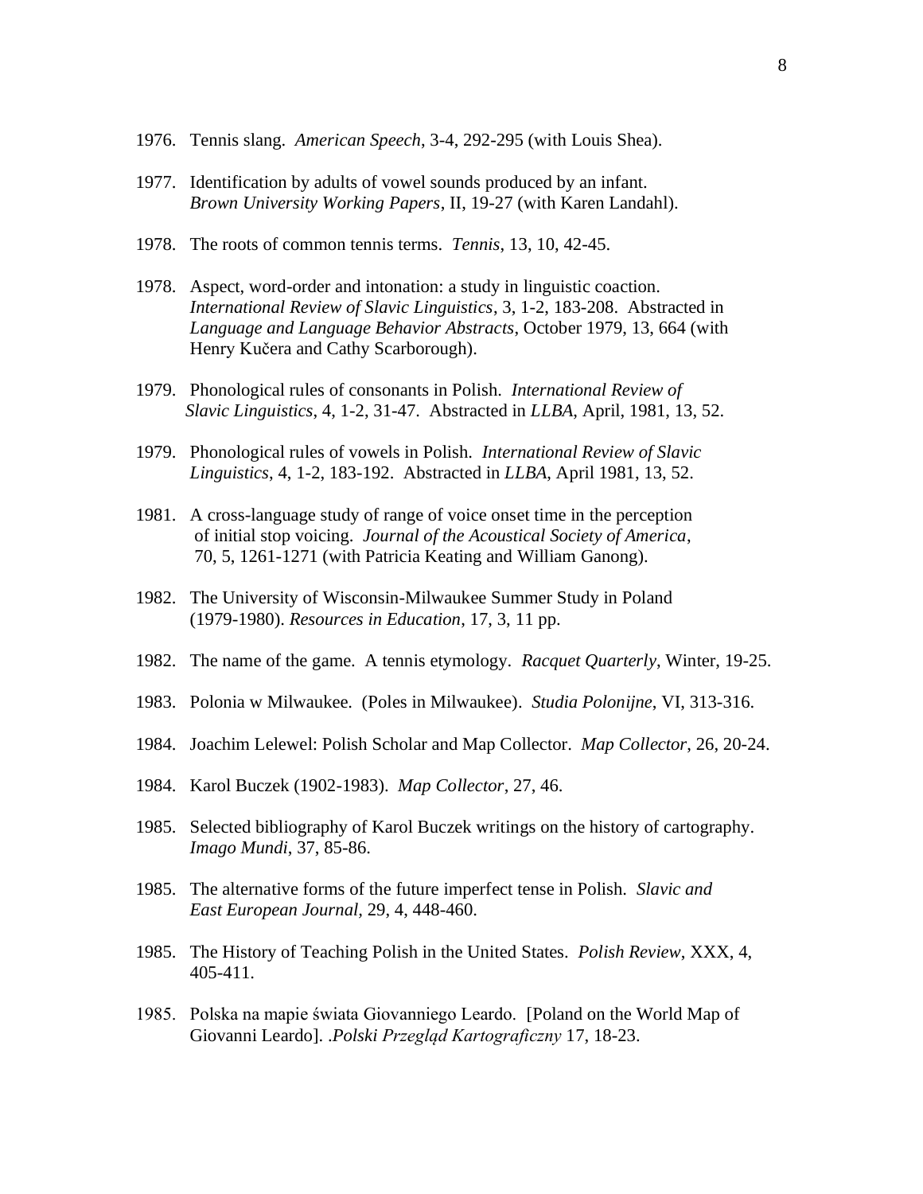1976. Tennis slang. *American Speech*, 3-4, 292-295 (with Louis Shea).

1977. Identification by adults of vowel sounds produced by an infant. *Brown University Working Papers*, II, 19-27 (with Karen Landahl).

1978. The roots of common tennis terms. *Tennis*, 13, 10, 42-45.

1978. Aspect, word-order and intonation: a study in linguistic coaction. *International Review of Slavic Linguistics*, 3, 1-2, 183-208. Abstracted in *Language and Language Behavior Abstracts*, October 1979, 13, 664 (with Henry Kučera and Cathy Scarborough).

1979. Phonological rules of consonants in Polish. *International Review of Slavic Linguistics*, 4, 1-2, 31-47. Abstracted in *LLBA*, April, 1981, 13, 52.

1979. Phonological rules of vowels in Polish. *International Review of Slavic Linguistics*, 4, 1-2, 183-192. Abstracted in *LLBA*, April 1981, 13, 52.

1981. A cross-language study of range of voice onset time in the perception of initial stop voicing. *Journal of the Acoustical Society of America*, 70, 5, 1261-1271 (with Patricia Keating and William Ganong).

1982. The University of Wisconsin-Milwaukee Summer Study in Poland (1979-1980). *Resources in Education*, 17, 3, 11 pp.

1982. The name of the game. A tennis etymology. *Racquet Quarterly*, Winter, 19-25.

1983. Polonia w Milwaukee. (Poles in Milwaukee). *Studia Polonijne*, VI, 313-316.

1984. Joachim Lelewel: Polish Scholar and Map Collector. *Map Collector*, 26, 20-24.

1984. Karol Buczek (1902-1983). *Map Collector*, 27, 46.

1985. Selected bibliography of Karol Buczek writings on the history of cartography. *Imago Mundi*, 37, 85-86.

1985. The alternative forms of the future imperfect tense in Polish. *Slavic and East European Journal*, 29, 4, 448-460.

1985. The History of Teaching Polish in the United States. *Polish Review*, XXX, 4, 405-411.

1985. Polska na mapie świata Giovanniego Leardo. [Poland on the World Map of Giovanni Leardo]. .*Polski Przegląd Kartograficzny* 17, 18-23.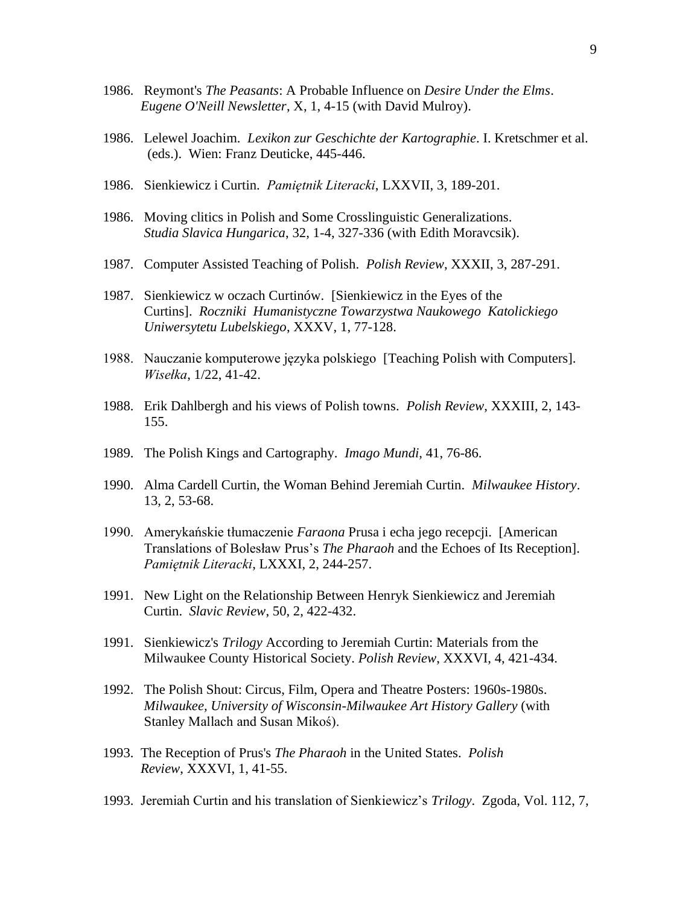1986. Reymont's *The Peasants*: A Probable Influence on *Desire Under the Elms*. *Eugene O'Neill Newsletter*, X, 1, 4-15 (with David Mulroy).

1986. Lelewel Joachim. *Lexikon zur Geschichte der Kartographie*. I. Kretschmer et al. (eds.). Wien: Franz Deuticke, 445-446.

1986. Sienkiewicz i Curtin. *Pamiętnik Literacki*, LXXVII, 3, 189-201.

1986. Moving clitics in Polish and Some Crosslinguistic Generalizations. *Studia Slavica Hungarica*, 32, 1-4, 327-336 (with Edith Moravcsik).

1987. Computer Assisted Teaching of Polish. *Polish Review*, XXXII, 3, 287-291.

1987. Sienkiewicz w oczach Curtinów. [Sienkiewicz in the Eyes of the Curtins]. *Roczniki Humanistyczne Towarzystwa Naukowego Katolickiego Uniwersytetu Lubelskiego*, XXXV, 1, 77-128.

1988. Nauczanie komputerowe języka polskiego [Teaching Polish with Computers]. *Wisełka*, 1/22, 41-42.

1988. Erik Dahlbergh and his views of Polish towns. *Polish Review*, XXXIII, 2, 143-155.

1989. The Polish Kings and Cartography. *Imago Mundi*, 41, 76-86.

1990. Alma Cardell Curtin, the Woman Behind Jeremiah Curtin. *Milwaukee History*. 13, 2, 53-68.

1990. Amerykańskie tłumaczenie *Faraona* Prusa i echa jego recepcji. [American Translations of Bolesław Prus's *The Pharaoh* and the Echoes of Its Reception]. *Pamiętnik Literacki*, LXXXI, 2, 244-257.

1991. New Light on the Relationship Between Henryk Sienkiewicz and Jeremiah Curtin. *Slavic Review*, 50, 2, 422-432.

1991. Sienkiewicz's *Trilogy* According to Jeremiah Curtin: Materials from the Milwaukee County Historical Society. *Polish Review*, XXXVI, 4, 421-434.

1992. The Polish Shout: Circus, Film, Opera and Theatre Posters: 1960s-1980s. *Milwaukee, University of Wisconsin-Milwaukee Art History Gallery* (with Stanley Mallach and Susan Mikoś).

1993. The Reception of Prus's *The Pharaoh* in the United States. *Polish Review*, XXXVI, 1, 41-55.

1993. Jeremiah Curtin and his translation of Sienkiewicz's *Trilogy*. Zgoda, Vol. 112, 7,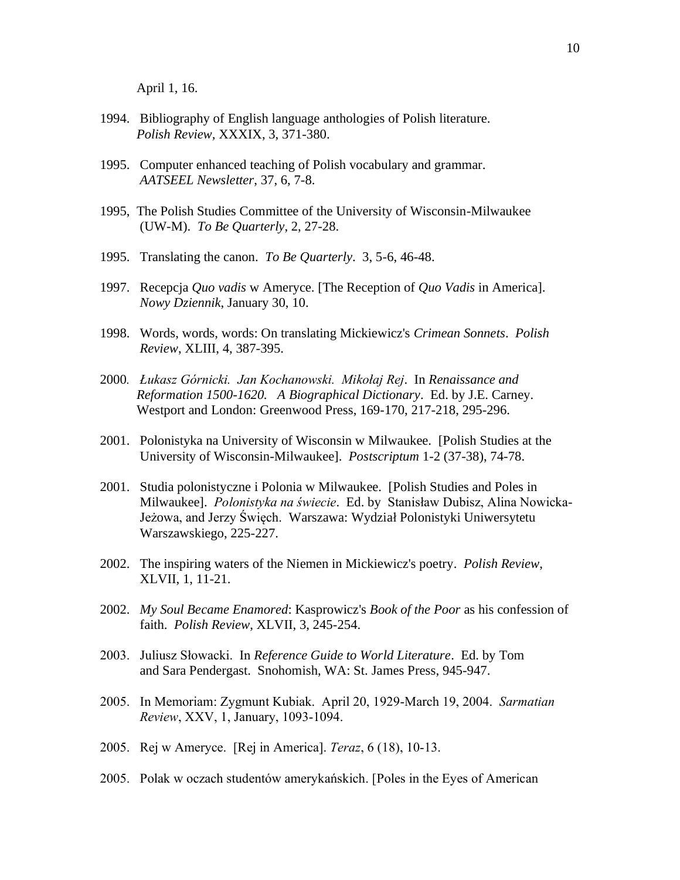April 1, 16.

1994. Bibliography of English language anthologies of Polish literature. *Polish Review*, XXXIX, 3, 371-380.

1995. Computer enhanced teaching of Polish vocabulary and grammar. *AATSEEL Newsletter*, 37, 6, 7-8.

1995, The Polish Studies Committee of the University of Wisconsin-Milwaukee (UW-M). *To Be Quarterly*, 2, 27-28.

1995. Translating the canon. *To Be Quarterly*. 3, 5-6, 46-48.

1997. Recepcja *Quo vadis* w Ameryce. [The Reception of *Quo Vadis* in America]. *Nowy Dziennik*, January 30, 10.

1998. Words, words, words: On translating Mickiewicz's *Crimean Sonnets*. *Polish Review*, XLIII, 4, 387-395.

2000. *Łukasz Górnicki. Jan Kochanowski. Mikołaj Rej*. In *Renaissance and Reformation 1500-1620. A Biographical Dictionary*. Ed. by J.E. Carney. Westport and London: Greenwood Press, 169-170, 217-218, 295-296.

2001. Polonistyka na University of Wisconsin w Milwaukee. [Polish Studies at the University of Wisconsin-Milwaukee]. *Postscriptum* 1-2 (37-38), 74-78.

2001. Studia polonistyczne i Polonia w Milwaukee. [Polish Studies and Poles in Milwaukee]. *Polonistyka na świecie*. Ed. by Stanisław Dubisz, Alina Nowicka-Jeżowa, and Jerzy Święch. Warszawa: Wydział Polonistyki Uniwersytetu Warszawskiego, 225-227.

2002. The inspiring waters of the Niemen in Mickiewicz's poetry. *Polish Review*, XLVII, 1, 11-21.

2002. *My Soul Became Enamored*: Kasprowicz's *Book of the Poor* as his confession of faith. *Polish Review*, XLVII, 3, 245-254.

2003. Juliusz Słowacki. In *Reference Guide to World Literature*. Ed. by Tom and Sara Pendergast. Snohomish, WA: St. James Press, 945-947.

2005. In Memoriam: Zygmunt Kubiak. April 20, 1929-March 19, 2004. *Sarmatian Review*, XXV, 1, January, 1093-1094.

2005. Rej w Ameryce. [Rej in America]. *Teraz*, 6 (18), 10-13.

2005. Polak w oczach studentów amerykańskich. [Poles in the Eyes of American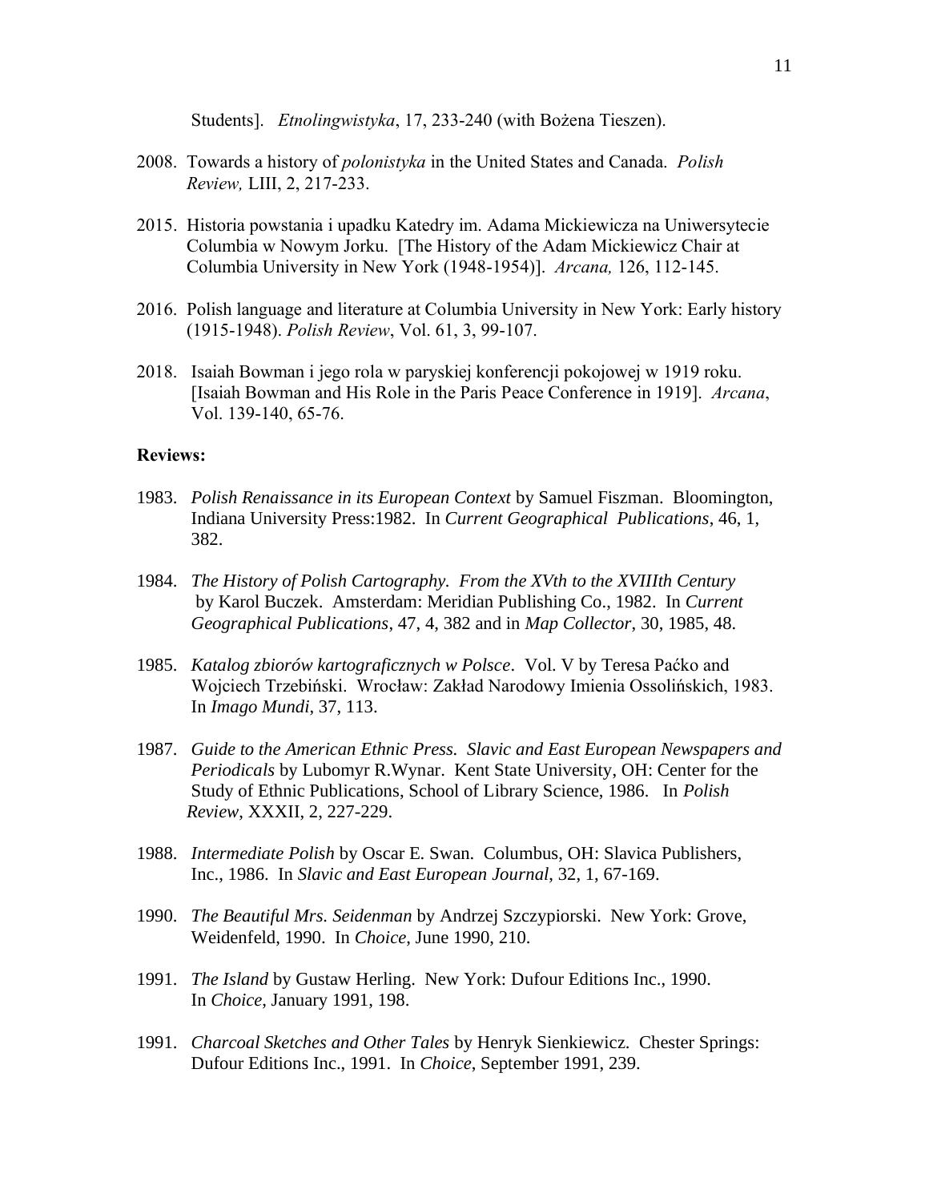Students]. *Etnolingwistyka*, 17, 233-240 (with Bożena Tieszen).

2008. Towards a history of *polonistyka* in the United States and Canada. *Polish Review,* LIII, 2, 217-233.

2015. Historia powstania i upadku Katedry im. Adama Mickiewicza na Uniwersytecie Columbia w Nowym Jorku. [The History of the Adam Mickiewicz Chair at Columbia University in New York (1948-1954)]. *Arcana,* 126, 112-145.

2016. Polish language and literature at Columbia University in New York: Early history (1915-1948). *Polish Review*, Vol. 61, 3, 99-107.

2018. Isaiah Bowman i jego rola w paryskiej konferencji pokojowej w 1919 roku. [Isaiah Bowman and His Role in the Paris Peace Conference in 1919]. *Arcana*, Vol. 139-140, 65-76.

**Reviews:**

1983. *Polish Renaissance in its European Context* by Samuel Fiszman. Bloomington, Indiana University Press:1982. In *Current Geographical Publications*, 46, 1, 382.

1984. *The History of Polish Cartography. From the XVth to the XVIIIth Century* by Karol Buczek. Amsterdam: Meridian Publishing Co., 1982. In *Current Geographical Publications*, 47, 4, 382 and in *Map Collector*, 30, 1985, 48.

1985. *Katalog zbiorów kartograficznych w Polsce*. Vol. V by Teresa Paćko and Wojciech Trzebiński. Wrocław: Zakład Narodowy Imienia Ossolińskich, 1983. In *Imago Mundi*, 37, 113.

1987. *Guide to the American Ethnic Press. Slavic and East European Newspapers and Periodicals* by Lubomyr R.Wynar. Kent State University, OH: Center for the Study of Ethnic Publications, School of Library Science, 1986. In *Polish Review*, XXXII, 2, 227-229.

1988. *Intermediate Polish* by Oscar E. Swan. Columbus, OH: Slavica Publishers, Inc., 1986. In *Slavic and East European Journal*, 32, 1, 67-169.

1990. *The Beautiful Mrs. Seidenman* by Andrzej Szczypiorski. New York: Grove, Weidenfeld, 1990. In *Choice*, June 1990, 210.

1991. *The Island* by Gustaw Herling. New York: Dufour Editions Inc., 1990. In *Choice*, January 1991, 198.

1991. *Charcoal Sketches and Other Tales* by Henryk Sienkiewicz. Chester Springs: Dufour Editions Inc., 1991. In *Choice*, September 1991, 239.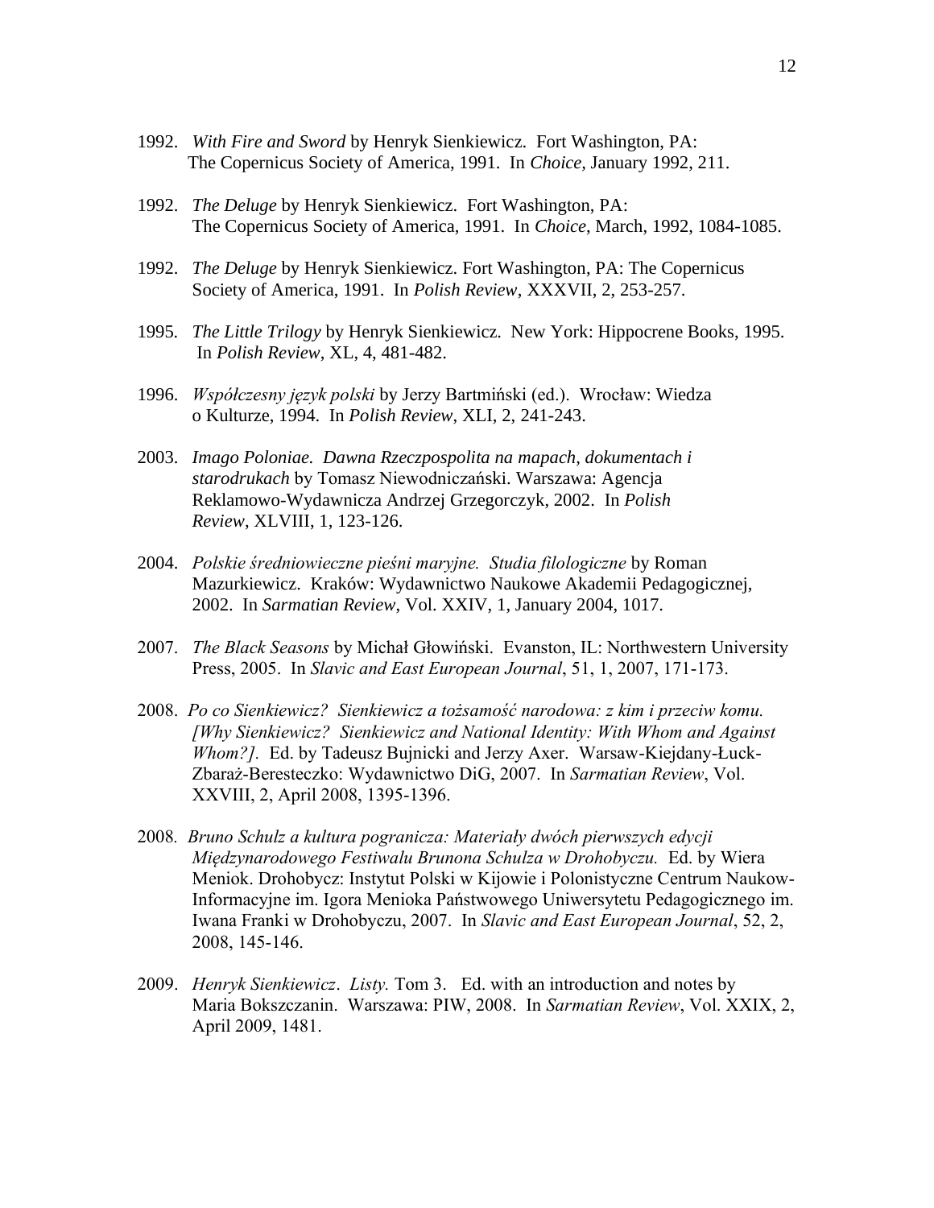1992. *With Fire and Sword* by Henryk Sienkiewicz. Fort Washington, PA: The Copernicus Society of America, 1991. In *Choice,* January 1992, 211.

1992. *The Deluge* by Henryk Sienkiewicz. Fort Washington, PA: The Copernicus Society of America, 1991. In *Choice*, March, 1992, 1084-1085.

1992. *The Deluge* by Henryk Sienkiewicz. Fort Washington, PA: The Copernicus Society of America, 1991. In *Polish Review*, XXXVII, 2, 253-257.

1995. *The Little Trilogy* by Henryk Sienkiewicz. New York: Hippocrene Books, 1995. In *Polish Review*, XL, 4, 481-482.

1996. *Współczesny język polski* by Jerzy Bartmiński (ed.). Wrocław: Wiedza o Kulturze, 1994. In *Polish Review*, XLI, 2, 241-243.

2003. *Imago Poloniae. Dawna Rzeczpospolita na mapach, dokumentach i starodrukach* by Tomasz Niewodniczański. Warszawa: Agencja Reklamowo-Wydawnicza Andrzej Grzegorczyk, 2002. In *Polish Review*, XLVIII, 1, 123-126.

2004. *Polskie średniowieczne pieśni maryjne. Studia filologiczne* by Roman Mazurkiewicz. Kraków: Wydawnictwo Naukowe Akademii Pedagogicznej, 2002. In *Sarmatian Review*, Vol. XXIV, 1, January 2004, 1017.

2007. *The Black Seasons* by Michał Głowiński. Evanston, IL: Northwestern University Press, 2005. In *Slavic and East European Journal*, 51, 1, 2007, 171-173.

2008. *Po co Sienkiewicz? Sienkiewicz a tożsamość narodowa: z kim i przeciw komu. [Why Sienkiewicz? Sienkiewicz and National Identity: With Whom and Against Whom?].* Ed. by Tadeusz Bujnicki and Jerzy Axer. Warsaw-Kiejdany-Łuck-Zbaraż-Beresteczko: Wydawnictwo DiG, 2007. In *Sarmatian Review*, Vol. XXVIII, 2, April 2008, 1395-1396.

2008. *Bruno Schulz a kultura pogranicza: Materiały dwóch pierwszych edycji Międzynarodowego Festiwalu Brunona Schulza w Drohobyczu.* Ed. by Wiera Meniok. Drohobycz: Instytut Polski w Kijowie i Polonistyczne Centrum Naukow-Informacyjne im. Igora Menioka Państwowego Uniwersytetu Pedagogicznego im. Iwana Franki w Drohobyczu, 2007. In *Slavic and East European Journal*, 52, 2, 2008, 145-146.

2009. *Henryk Sienkiewicz*. *Listy.* Tom 3. Ed. with an introduction and notes by Maria Bokszczanin. Warszawa: PIW, 2008. In *Sarmatian Review*, Vol. XXIX, 2, April 2009, 1481.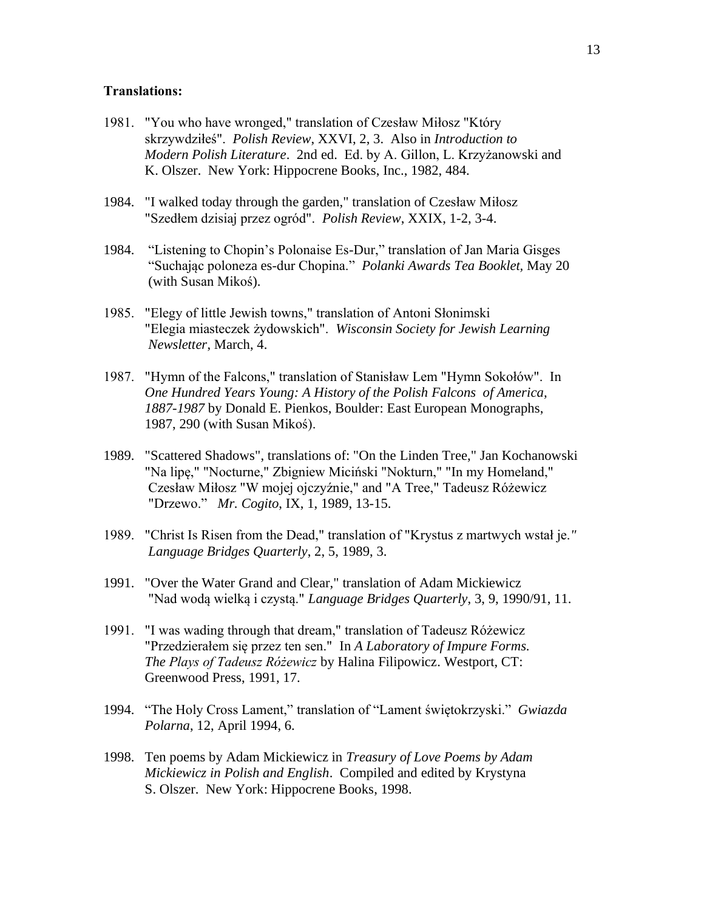**Translations:**

1981. "You who have wronged," translation of Czesław Miłosz "Który skrzywdziłeś". *Polish Review*, XXVI, 2, 3. Also in *Introduction to Modern Polish Literature*. 2nd ed. Ed. by A. Gillon, L. Krzyżanowski and K. Olszer. New York: Hippocrene Books, Inc., 1982, 484.

1984. "I walked today through the garden," translation of Czesław Miłosz "Szedłem dzisiaj przez ogród". *Polish Review*, XXIX, 1-2, 3-4.

1984. "Listening to Chopin's Polonaise Es-Dur," translation of Jan Maria Gisges "Suchając poloneza es-dur Chopina." *Polanki Awards Tea Booklet,* May 20 (with Susan Mikoś).

1985. "Elegy of little Jewish towns," translation of Antoni Słonimski "Elegia miasteczek żydowskich". *Wisconsin Society for Jewish Learning Newsletter*, March, 4.

1987. "Hymn of the Falcons," translation of Stanisław Lem "Hymn Sokołów". In *One Hundred Years Young: A History of the Polish Falcons of America, 1887-1987* by Donald E. Pienkos, Boulder: East European Monographs, 1987, 290 (with Susan Mikoś).

1989. "Scattered Shadows", translations of: "On the Linden Tree," Jan Kochanowski "Na lipę," "Nocturne," Zbigniew Miciński "Nokturn," "In my Homeland," Czesław Miłosz "W mojej ojczyźnie," and "A Tree," Tadeusz Różewicz "Drzewo." *Mr. Cogito*, IX, 1, 1989, 13-15.

1989. "Christ Is Risen from the Dead," translation of "Krystus z martwych wstał je." *Language Bridges Quarterly*, 2, 5, 1989, 3.

1991. "Over the Water Grand and Clear," translation of Adam Mickiewicz "Nad wodą wielką i czystą." *Language Bridges Quarterly*, 3, 9, 1990/91, 11.

1991. "I was wading through that dream," translation of Tadeusz Różewicz "Przedzierałem się przez ten sen." In *A Laboratory of Impure Forms. The Plays of Tadeusz Różewicz* by Halina Filipowicz. Westport, CT: Greenwood Press, 1991, 17.

1994. "The Holy Cross Lament," translation of "Lament świętokrzyski." *Gwiazda Polarna*, 12, April 1994, 6.

1998. Ten poems by Adam Mickiewicz in *Treasury of Love Poems by Adam Mickiewicz in Polish and English*. Compiled and edited by Krystyna S. Olszer. New York: Hippocrene Books, 1998.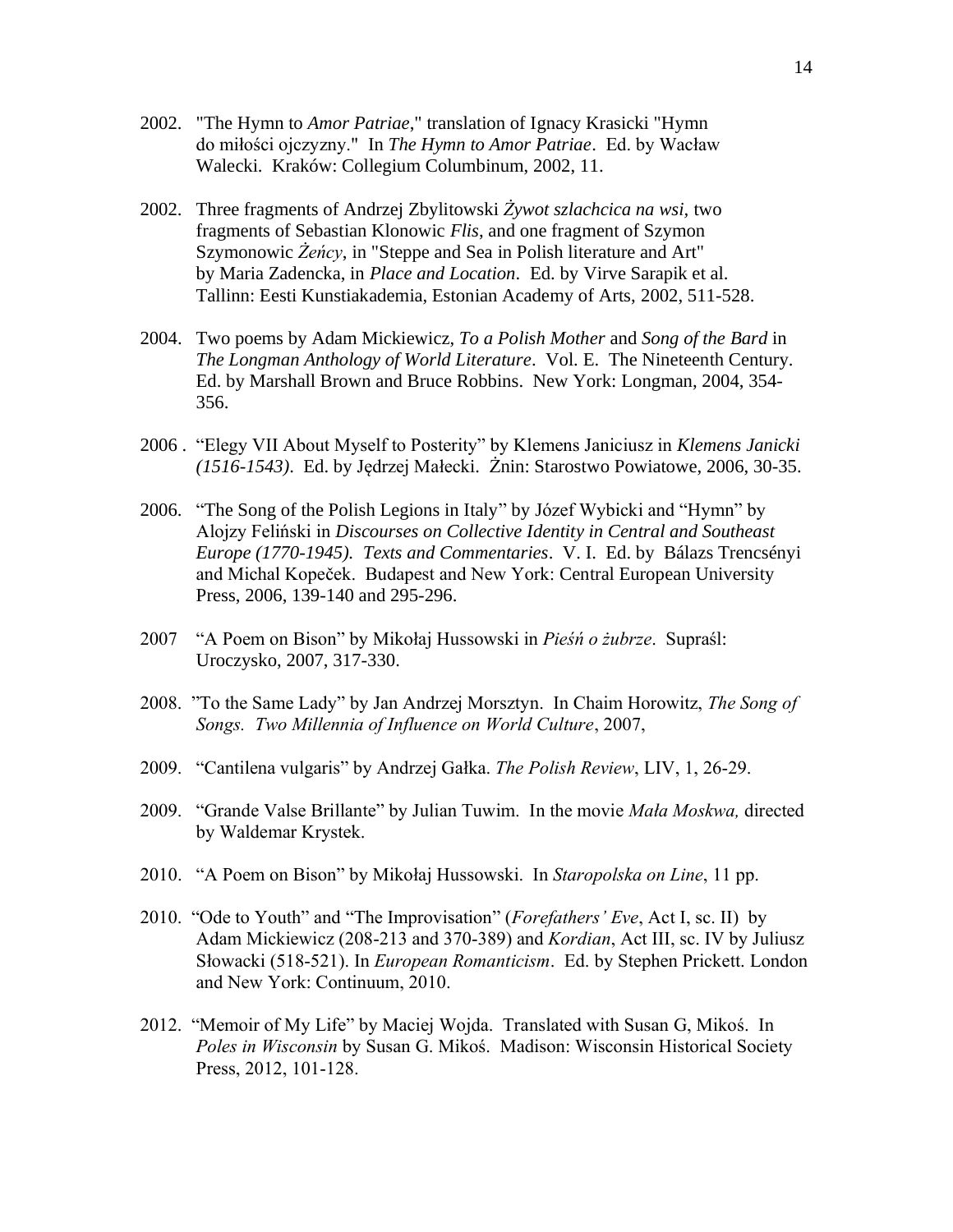2002. "The Hymn to *Amor Patriae*," translation of Ignacy Krasicki "Hymn do miłości ojczyzny." In *The Hymn to Amor Patriae*. Ed. by Wacław Walecki. Kraków: Collegium Columbinum, 2002, 11.

2002. Three fragments of Andrzej Zbylitowski *Żywot szlachcica na wsi*, two fragments of Sebastian Klonowic *Flis*, and one fragment of Szymon Szymonowic *Żeńcy*, in "Steppe and Sea in Polish literature and Art" by Maria Zadencka, in *Place and Location*. Ed. by Virve Sarapik et al. Tallinn: Eesti Kunstiakademia, Estonian Academy of Arts, 2002, 511-528.

2004. Two poems by Adam Mickiewicz, *To a Polish Mother* and *Song of the Bard* in *The Longman Anthology of World Literature*. Vol. E. The Nineteenth Century. Ed. by Marshall Brown and Bruce Robbins. New York: Longman, 2004, 354-356.

2006 . "Elegy VII About Myself to Posterity" by Klemens Janiciusz in *Klemens Janicki (1516-1543)*. Ed. by Jędrzej Małecki. Żnin: Starostwo Powiatowe, 2006, 30-35.

2006. "The Song of the Polish Legions in Italy" by Józef Wybicki and "Hymn" by Alojzy Feliński in *Discourses on Collective Identity in Central and Southeast Europe (1770-1945). Texts and Commentaries*. V. I. Ed. by Bálazs Trencsényi and Michal Kopeček. Budapest and New York: Central European University Press, 2006, 139-140 and 295-296.

2007 "A Poem on Bison" by Mikołaj Hussowski in *Pieśń o żubrze*. Supraśl: Uroczysko, 2007, 317-330.

2008. "To the Same Lady" by Jan Andrzej Morsztyn. In Chaim Horowitz, *The Song of Songs. Two Millennia of Influence on World Culture*, 2007,

2009. "Cantilena vulgaris" by Andrzej Gałka. *The Polish Review*, LIV, 1, 26-29.

2009. "Grande Valse Brillante" by Julian Tuwim. In the movie *Mała Moskwa,* directed by Waldemar Krystek.

2010. "A Poem on Bison" by Mikołaj Hussowski. In *Staropolska on Line*, 11 pp.

2010. "Ode to Youth" and "The Improvisation" (*Forefathers' Eve*, Act I, sc. II) by Adam Mickiewicz (208-213 and 370-389) and *Kordian*, Act III, sc. IV by Juliusz Słowacki (518-521). In *European Romanticism*. Ed. by Stephen Prickett. London and New York: Continuum, 2010.

2012. "Memoir of My Life" by Maciej Wojda. Translated with Susan G, Mikoś. In *Poles in Wisconsin* by Susan G. Mikoś. Madison: Wisconsin Historical Society Press, 2012, 101-128.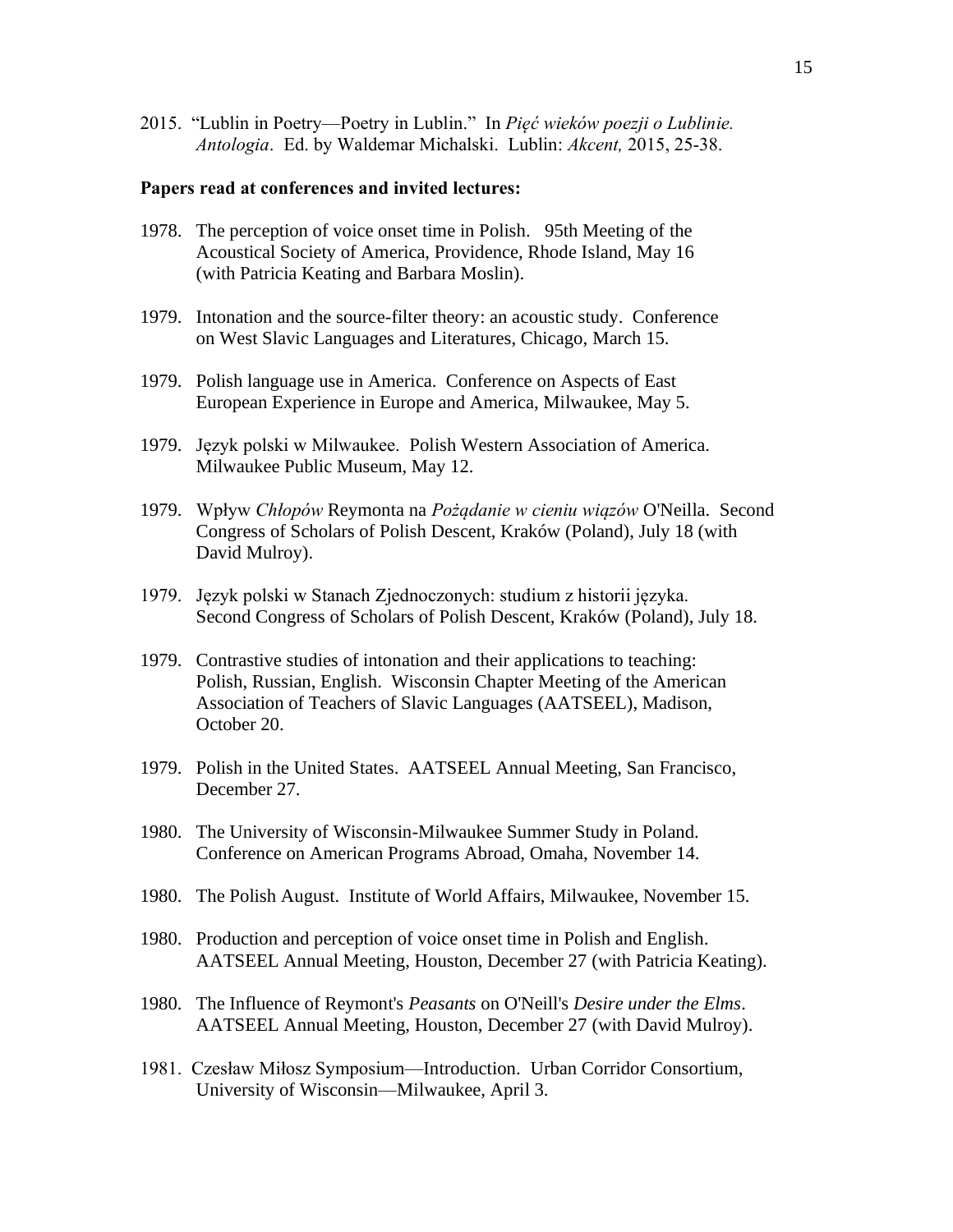2015. "Lublin in Poetry—Poetry in Lublin." In *Pięć wieków poezji o Lublinie. Antologia*. Ed. by Waldemar Michalski. Lublin: *Akcent,* 2015, 25-38.

**Papers read at conferences and invited lectures:**

1978. The perception of voice onset time in Polish. 95th Meeting of the Acoustical Society of America, Providence, Rhode Island, May 16 (with Patricia Keating and Barbara Moslin).

1979. Intonation and the source-filter theory: an acoustic study. Conference on West Slavic Languages and Literatures, Chicago, March 15.

1979. Polish language use in America. Conference on Aspects of East European Experience in Europe and America, Milwaukee, May 5.

1979. Język polski w Milwaukee. Polish Western Association of America. Milwaukee Public Museum, May 12.

1979. Wpływ *Chłopów* Reymonta na *Pożądanie w cieniu wiązów* O'Neilla. Second Congress of Scholars of Polish Descent, Kraków (Poland), July 18 (with David Mulroy).

1979. Język polski w Stanach Zjednoczonych: studium z historii języka. Second Congress of Scholars of Polish Descent, Kraków (Poland), July 18.

1979. Contrastive studies of intonation and their applications to teaching: Polish, Russian, English. Wisconsin Chapter Meeting of the American Association of Teachers of Slavic Languages (AATSEEL), Madison, October 20.

1979. Polish in the United States. AATSEEL Annual Meeting, San Francisco, December 27.

1980. The University of Wisconsin-Milwaukee Summer Study in Poland. Conference on American Programs Abroad, Omaha, November 14.

1980. The Polish August. Institute of World Affairs, Milwaukee, November 15.

1980. Production and perception of voice onset time in Polish and English. AATSEEL Annual Meeting, Houston, December 27 (with Patricia Keating).

1980. The Influence of Reymont's *Peasants* on O'Neill's *Desire under the Elms*. AATSEEL Annual Meeting, Houston, December 27 (with David Mulroy).

1981. Czesław Miłosz Symposium—Introduction. Urban Corridor Consortium, University of Wisconsin—Milwaukee, April 3.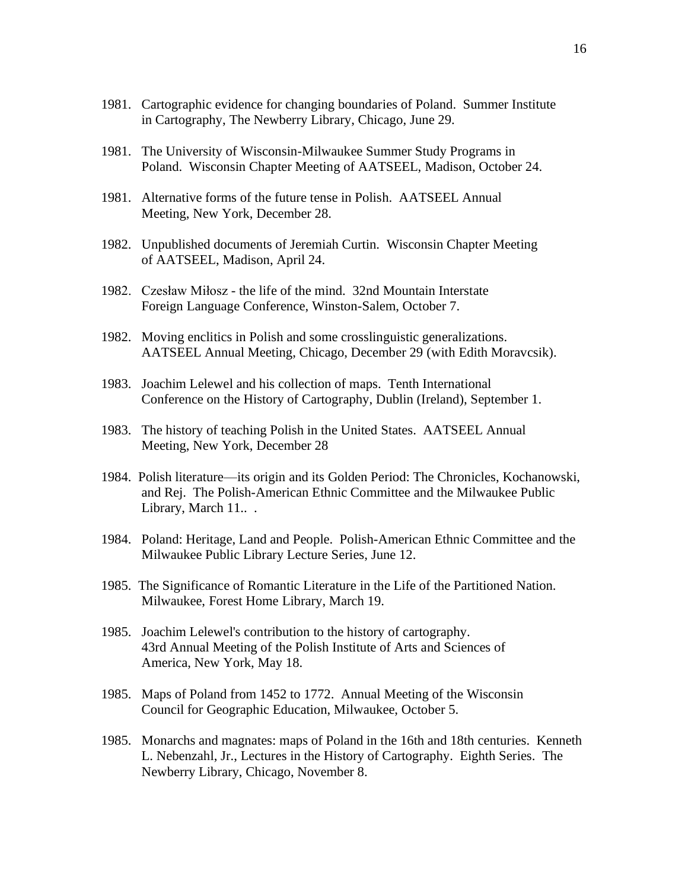1981. Cartographic evidence for changing boundaries of Poland. Summer Institute in Cartography, The Newberry Library, Chicago, June 29.

1981. The University of Wisconsin-Milwaukee Summer Study Programs in Poland. Wisconsin Chapter Meeting of AATSEEL, Madison, October 24.

1981. Alternative forms of the future tense in Polish. AATSEEL Annual Meeting, New York, December 28.

1982. Unpublished documents of Jeremiah Curtin. Wisconsin Chapter Meeting of AATSEEL, Madison, April 24.

1982. Czesław Miłosz - the life of the mind. 32nd Mountain Interstate Foreign Language Conference, Winston-Salem, October 7.

1982. Moving enclitics in Polish and some crosslinguistic generalizations. AATSEEL Annual Meeting, Chicago, December 29 (with Edith Moravcsik).

1983. Joachim Lelewel and his collection of maps. Tenth International Conference on the History of Cartography, Dublin (Ireland), September 1.

1983. The history of teaching Polish in the United States. AATSEEL Annual Meeting, New York, December 28

1984. Polish literature—its origin and its Golden Period: The Chronicles, Kochanowski, and Rej. The Polish-American Ethnic Committee and the Milwaukee Public Library, March 11.. .

1984. Poland: Heritage, Land and People. Polish-American Ethnic Committee and the Milwaukee Public Library Lecture Series, June 12.

1985. The Significance of Romantic Literature in the Life of the Partitioned Nation. Milwaukee, Forest Home Library, March 19.

1985. Joachim Lelewel's contribution to the history of cartography. 43rd Annual Meeting of the Polish Institute of Arts and Sciences of America, New York, May 18.

1985. Maps of Poland from 1452 to 1772. Annual Meeting of the Wisconsin Council for Geographic Education, Milwaukee, October 5.

1985. Monarchs and magnates: maps of Poland in the 16th and 18th centuries. Kenneth L. Nebenzahl, Jr., Lectures in the History of Cartography. Eighth Series. The Newberry Library, Chicago, November 8.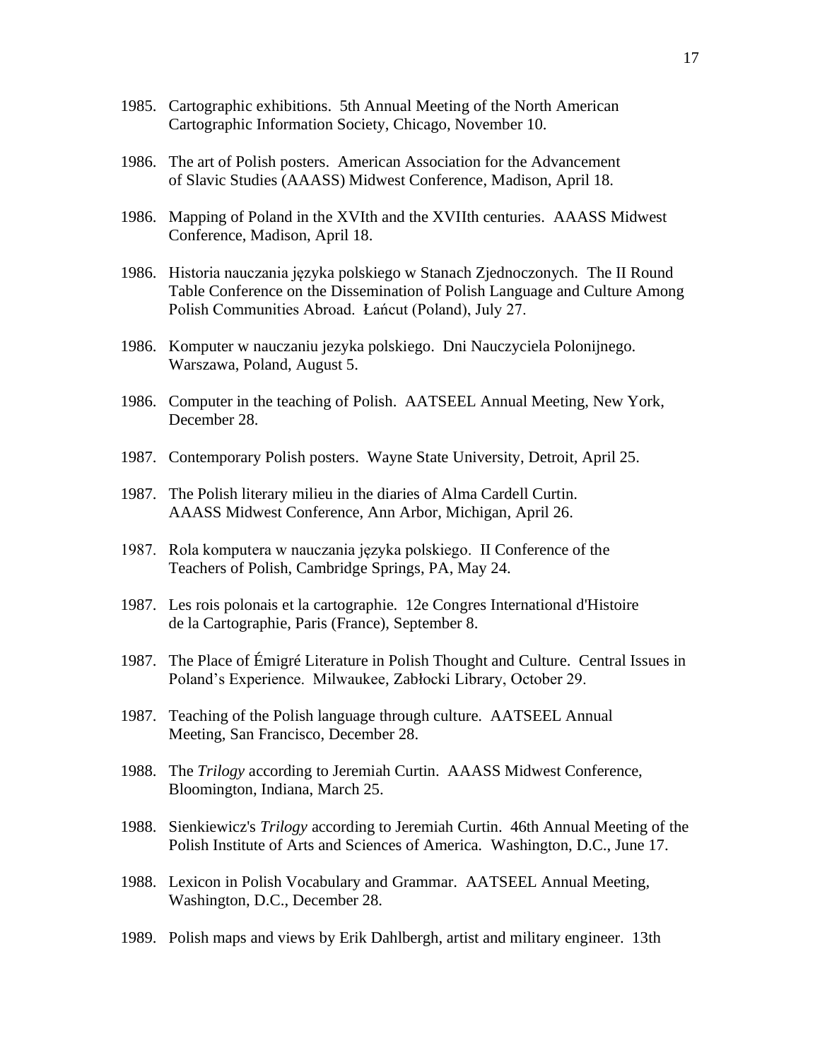1985. Cartographic exhibitions. 5th Annual Meeting of the North American Cartographic Information Society, Chicago, November 10.

1986. The art of Polish posters. American Association for the Advancement of Slavic Studies (AAASS) Midwest Conference, Madison, April 18.

1986. Mapping of Poland in the XVIth and the XVIIth centuries. AAASS Midwest Conference, Madison, April 18.

1986. Historia nauczania języka polskiego w Stanach Zjednoczonych. The II Round Table Conference on the Dissemination of Polish Language and Culture Among Polish Communities Abroad. Łańcut (Poland), July 27.

1986. Komputer w nauczaniu jezyka polskiego. Dni Nauczyciela Polonijnego. Warszawa, Poland, August 5.

1986. Computer in the teaching of Polish. AATSEEL Annual Meeting, New York, December 28.

1987. Contemporary Polish posters. Wayne State University, Detroit, April 25.

1987. The Polish literary milieu in the diaries of Alma Cardell Curtin. AAASS Midwest Conference, Ann Arbor, Michigan, April 26.

1987. Rola komputera w nauczania języka polskiego. II Conference of the Teachers of Polish, Cambridge Springs, PA, May 24.

1987. Les rois polonais et la cartographie. 12e Congres International d'Histoire de la Cartographie, Paris (France), September 8.

1987. The Place of Émigré Literature in Polish Thought and Culture. Central Issues in Poland's Experience. Milwaukee, Zabłocki Library, October 29.

1987. Teaching of the Polish language through culture. AATSEEL Annual Meeting, San Francisco, December 28.

1988. The *Trilogy* according to Jeremiah Curtin. AAASS Midwest Conference, Bloomington, Indiana, March 25.

1988. Sienkiewicz's *Trilogy* according to Jeremiah Curtin. 46th Annual Meeting of the Polish Institute of Arts and Sciences of America. Washington, D.C., June 17.

1988. Lexicon in Polish Vocabulary and Grammar. AATSEEL Annual Meeting, Washington, D.C., December 28.

1989. Polish maps and views by Erik Dahlbergh, artist and military engineer. 13th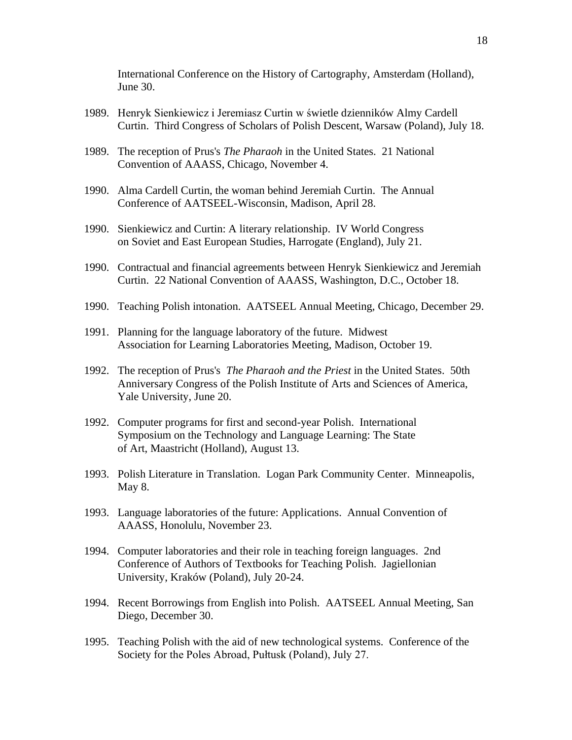International Conference on the History of Cartography, Amsterdam (Holland), June 30.

1989. Henryk Sienkiewicz i Jeremiasz Curtin w świetle dzienników Almy Cardell Curtin. Third Congress of Scholars of Polish Descent, Warsaw (Poland), July 18.

1989. The reception of Prus's *The Pharaoh* in the United States. 21 National Convention of AAASS, Chicago, November 4.

1990. Alma Cardell Curtin, the woman behind Jeremiah Curtin. The Annual Conference of AATSEEL-Wisconsin, Madison, April 28.

1990. Sienkiewicz and Curtin: A literary relationship. IV World Congress on Soviet and East European Studies, Harrogate (England), July 21.

1990. Contractual and financial agreements between Henryk Sienkiewicz and Jeremiah Curtin. 22 National Convention of AAASS, Washington, D.C., October 18.

1990. Teaching Polish intonation. AATSEEL Annual Meeting, Chicago, December 29.

1991. Planning for the language laboratory of the future. Midwest Association for Learning Laboratories Meeting, Madison, October 19.

1992. The reception of Prus's *The Pharaoh and the Priest* in the United States. 50th Anniversary Congress of the Polish Institute of Arts and Sciences of America, Yale University, June 20.

1992. Computer programs for first and second-year Polish. International Symposium on the Technology and Language Learning: The State of Art, Maastricht (Holland), August 13.

1993. Polish Literature in Translation. Logan Park Community Center. Minneapolis, May 8.

1993. Language laboratories of the future: Applications. Annual Convention of AAASS, Honolulu, November 23.

1994. Computer laboratories and their role in teaching foreign languages. 2nd Conference of Authors of Textbooks for Teaching Polish. Jagiellonian University, Kraków (Poland), July 20-24.

1994. Recent Borrowings from English into Polish. AATSEEL Annual Meeting, San Diego, December 30.

1995. Teaching Polish with the aid of new technological systems. Conference of the Society for the Poles Abroad, Pułtusk (Poland), July 27.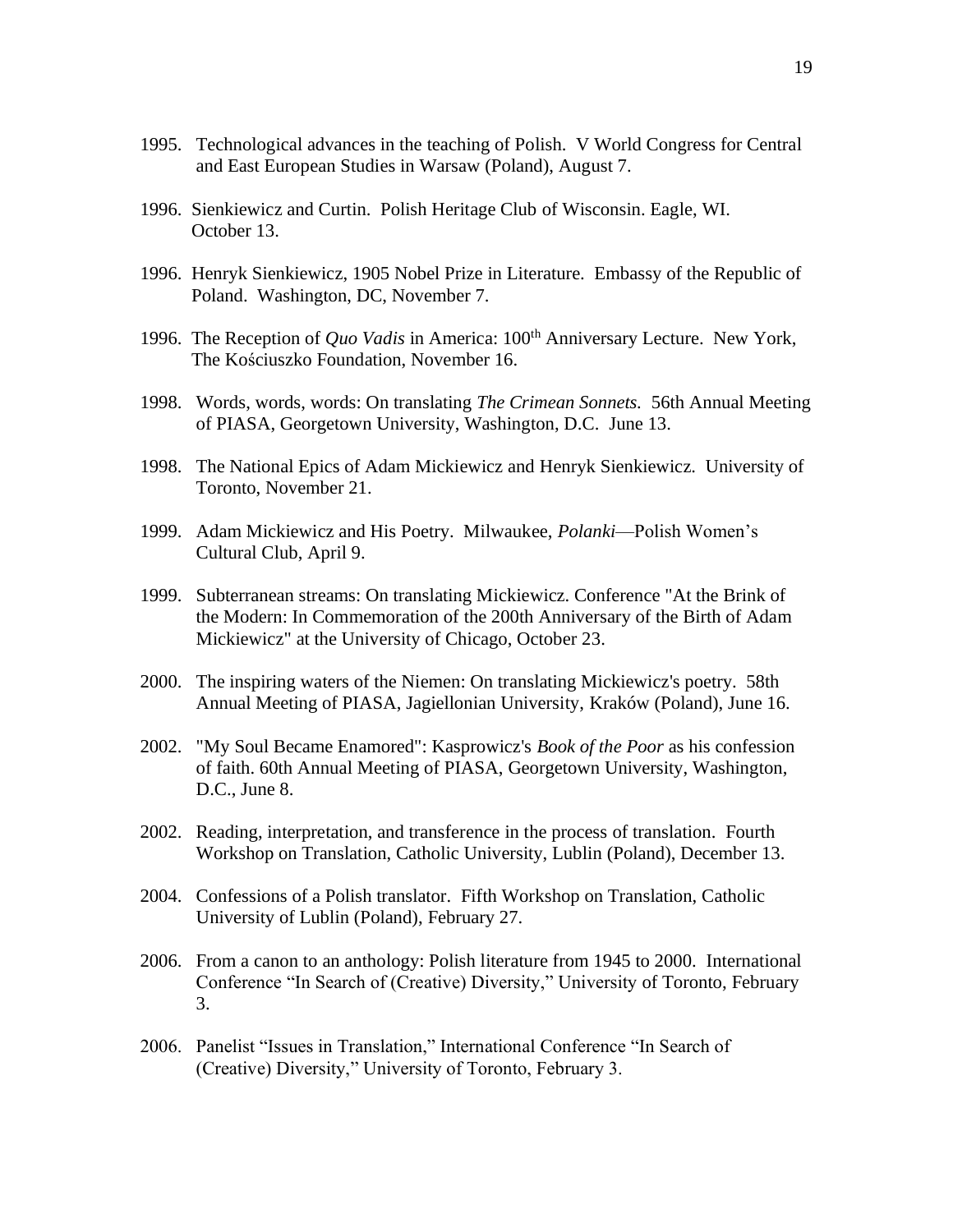1995. Technological advances in the teaching of Polish. V World Congress for Central and East European Studies in Warsaw (Poland), August 7.

1996. Sienkiewicz and Curtin. Polish Heritage Club of Wisconsin. Eagle, WI. October 13.

1996. Henryk Sienkiewicz, 1905 Nobel Prize in Literature. Embassy of the Republic of Poland. Washington, DC, November 7.

1996. The Reception of *Quo Vadis* in America: 100th Anniversary Lecture. New York, The Kościuszko Foundation, November 16.

1998. Words, words, words: On translating *The Crimean Sonnets.* 56th Annual Meeting of PIASA, Georgetown University, Washington, D.C. June 13.

1998. The National Epics of Adam Mickiewicz and Henryk Sienkiewicz. University of Toronto, November 21.

1999. Adam Mickiewicz and His Poetry. Milwaukee, *Polanki*—Polish Women's Cultural Club, April 9.

1999. Subterranean streams: On translating Mickiewicz. Conference "At the Brink of the Modern: In Commemoration of the 200th Anniversary of the Birth of Adam Mickiewicz" at the University of Chicago, October 23.

2000. The inspiring waters of the Niemen: On translating Mickiewicz's poetry. 58th Annual Meeting of PIASA, Jagiellonian University, Kraków (Poland), June 16.

2002. "My Soul Became Enamored": Kasprowicz's *Book of the Poor* as his confession of faith. 60th Annual Meeting of PIASA, Georgetown University, Washington, D.C., June 8.

2002. Reading, interpretation, and transference in the process of translation. Fourth Workshop on Translation, Catholic University, Lublin (Poland), December 13.

2004. Confessions of a Polish translator. Fifth Workshop on Translation, Catholic University of Lublin (Poland), February 27.

2006. From a canon to an anthology: Polish literature from 1945 to 2000. International Conference "In Search of (Creative) Diversity," University of Toronto, February 3.

2006. Panelist "Issues in Translation," International Conference "In Search of (Creative) Diversity," University of Toronto, February 3.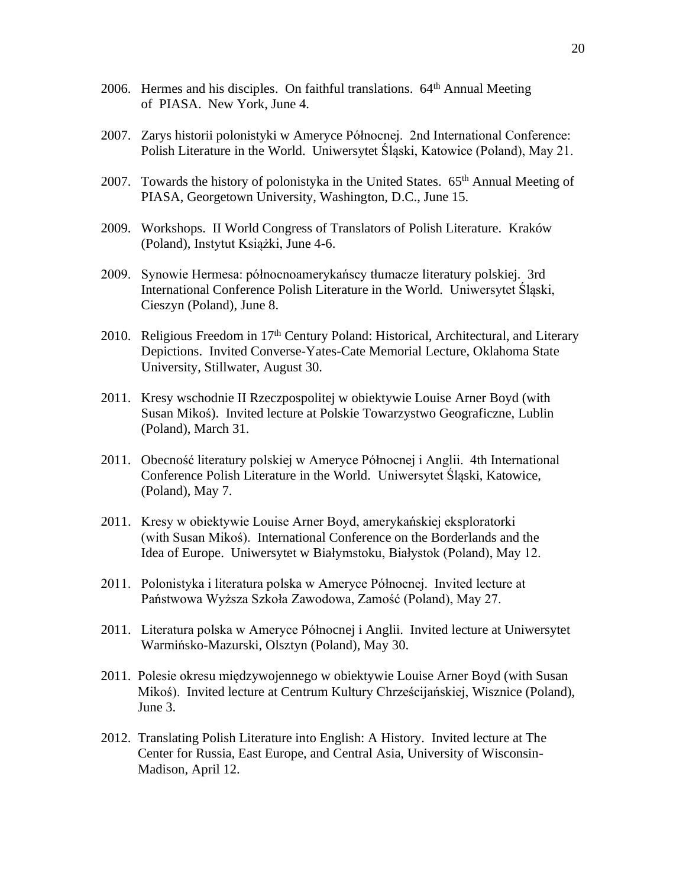2006. Hermes and his disciples. On faithful translations. 64th Annual Meeting of PIASA. New York, June 4.

2007. Zarys historii polonistyki w Ameryce Północnej. 2nd International Conference: Polish Literature in the World. Uniwersytet Śląski, Katowice (Poland), May 21.

2007. Towards the history of polonistyka in the United States. 65th Annual Meeting of PIASA, Georgetown University, Washington, D.C., June 15.

2009. Workshops. II World Congress of Translators of Polish Literature. Kraków (Poland), Instytut Książki, June 4-6.

2009. Synowie Hermesa: północnoamerykańscy tłumacze literatury polskiej. 3rd International Conference Polish Literature in the World. Uniwersytet Śląski, Cieszyn (Poland), June 8.

2010. Religious Freedom in 17th Century Poland: Historical, Architectural, and Literary Depictions. Invited Converse-Yates-Cate Memorial Lecture, Oklahoma State University, Stillwater, August 30.

2011. Kresy wschodnie II Rzeczpospolitej w obiektywie Louise Arner Boyd (with Susan Mikoś). Invited lecture at Polskie Towarzystwo Geograficzne, Lublin (Poland), March 31.

2011. Obecność literatury polskiej w Ameryce Północnej i Anglii. 4th International Conference Polish Literature in the World. Uniwersytet Śląski, Katowice, (Poland), May 7.

2011. Kresy w obiektywie Louise Arner Boyd, amerykańskiej eksploratorki (with Susan Mikoś). International Conference on the Borderlands and the Idea of Europe. Uniwersytet w Białymstoku, Białystok (Poland), May 12.

2011. Polonistyka i literatura polska w Ameryce Północnej. Invited lecture at Państwowa Wyższa Szkoła Zawodowa, Zamość (Poland), May 27.

2011. Literatura polska w Ameryce Północnej i Anglii. Invited lecture at Uniwersytet Warmińsko-Mazurski, Olsztyn (Poland), May 30.

2011. Polesie okresu międzywojennego w obiektywie Louise Arner Boyd (with Susan Mikoś). Invited lecture at Centrum Kultury Chrześcijańskiej, Wisznice (Poland), June 3.

2012. Translating Polish Literature into English: A History. Invited lecture at The Center for Russia, East Europe, and Central Asia, University of Wisconsin-Madison, April 12.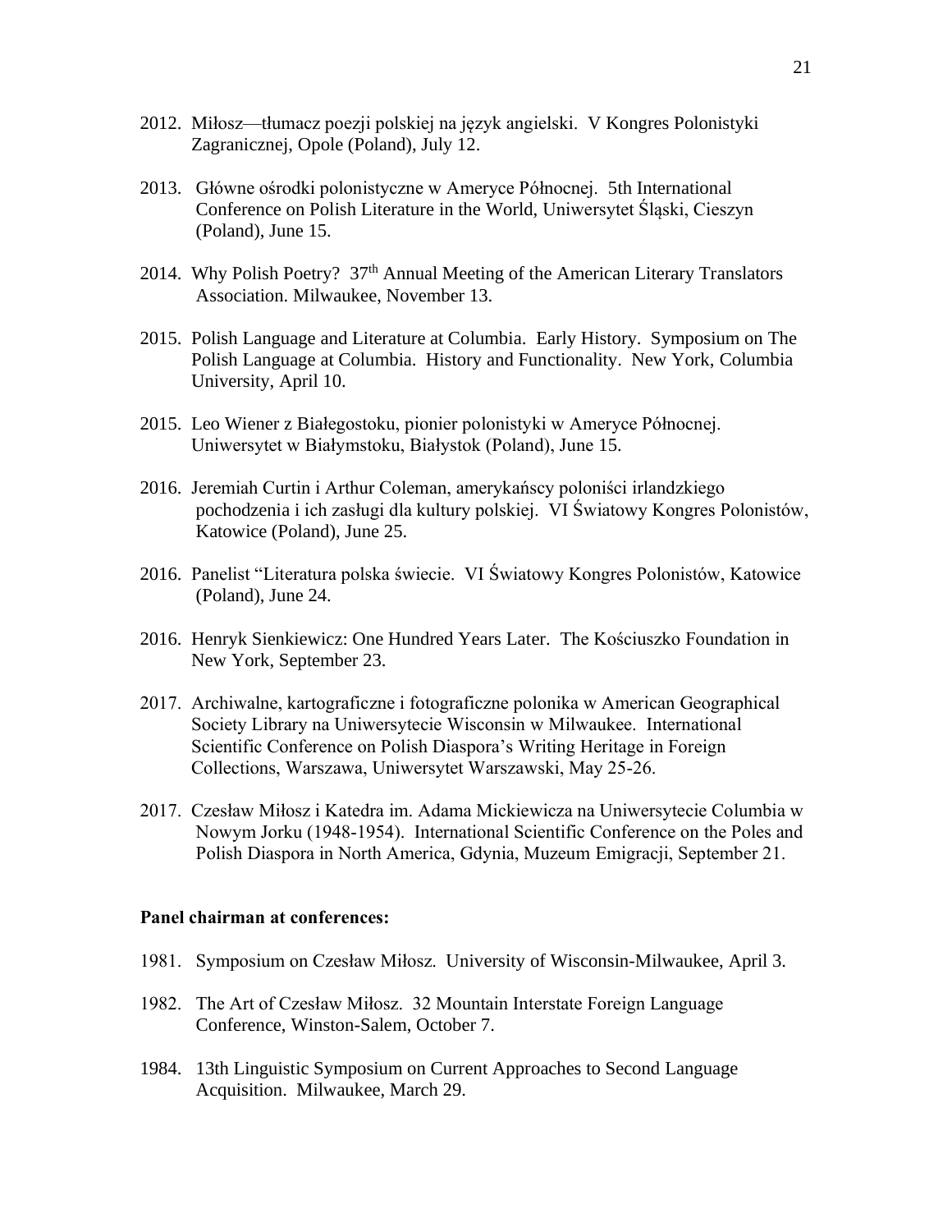2012. Miłosz—tłumacz poezji polskiej na język angielski. V Kongres Polonistyki Zagranicznej, Opole (Poland), July 12.

2013. Główne ośrodki polonistyczne w Ameryce Północnej. 5th International Conference on Polish Literature in the World, Uniwersytet Śląski, Cieszyn (Poland), June 15.

2014. Why Polish Poetry? 37th Annual Meeting of the American Literary Translators Association. Milwaukee, November 13.

2015. Polish Language and Literature at Columbia. Early History. Symposium on The Polish Language at Columbia. History and Functionality. New York, Columbia University, April 10.

2015. Leo Wiener z Białegostoku, pionier polonistyki w Ameryce Północnej. Uniwersytet w Białymstoku, Białystok (Poland), June 15.

2016. Jeremiah Curtin i Arthur Coleman, amerykańscy poloniści irlandzkiego pochodzenia i ich zasługi dla kultury polskiej. VI Światowy Kongres Polonistów, Katowice (Poland), June 25.

2016. Panelist "Literatura polska świecie. VI Światowy Kongres Polonistów, Katowice (Poland), June 24.

2016. Henryk Sienkiewicz: One Hundred Years Later. The Kościuszko Foundation in New York, September 23.

2017. Archiwalne, kartograficzne i fotograficzne polonika w American Geographical Society Library na Uniwersytecie Wisconsin w Milwaukee. International Scientific Conference on Polish Diaspora's Writing Heritage in Foreign Collections, Warszawa, Uniwersytet Warszawski, May 25-26.

2017. Czesław Miłosz i Katedra im. Adama Mickiewicza na Uniwersytecie Columbia w Nowym Jorku (1948-1954). International Scientific Conference on the Poles and Polish Diaspora in North America, Gdynia, Muzeum Emigracji, September 21.

**Panel chairman at conferences:**

1981. Symposium on Czesław Miłosz. University of Wisconsin-Milwaukee, April 3.

1982. The Art of Czesław Miłosz. 32 Mountain Interstate Foreign Language Conference, Winston-Salem, October 7.

1984. 13th Linguistic Symposium on Current Approaches to Second Language Acquisition. Milwaukee, March 29.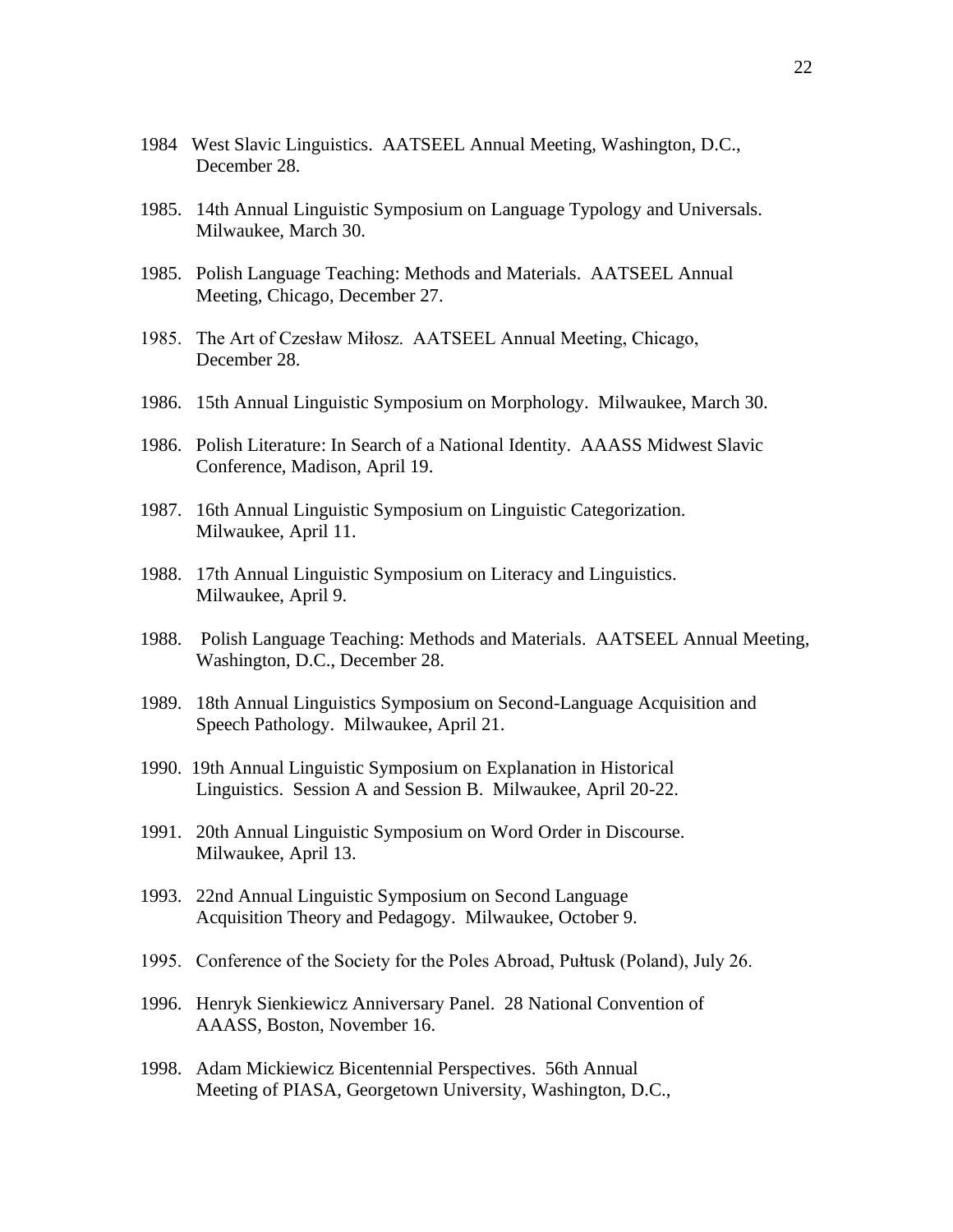1984 West Slavic Linguistics. AATSEEL Annual Meeting, Washington, D.C., December 28.

1985. 14th Annual Linguistic Symposium on Language Typology and Universals. Milwaukee, March 30.

1985. Polish Language Teaching: Methods and Materials. AATSEEL Annual Meeting, Chicago, December 27.

1985. The Art of Czesław Miłosz. AATSEEL Annual Meeting, Chicago, December 28.

1986. 15th Annual Linguistic Symposium on Morphology. Milwaukee, March 30.

1986. Polish Literature: In Search of a National Identity. AAASS Midwest Slavic Conference, Madison, April 19.

1987. 16th Annual Linguistic Symposium on Linguistic Categorization. Milwaukee, April 11.

1988. 17th Annual Linguistic Symposium on Literacy and Linguistics. Milwaukee, April 9.

1988. Polish Language Teaching: Methods and Materials. AATSEEL Annual Meeting, Washington, D.C., December 28.

1989. 18th Annual Linguistics Symposium on Second-Language Acquisition and Speech Pathology. Milwaukee, April 21.

1990. 19th Annual Linguistic Symposium on Explanation in Historical Linguistics. Session A and Session B. Milwaukee, April 20-22.

1991. 20th Annual Linguistic Symposium on Word Order in Discourse. Milwaukee, April 13.

1993. 22nd Annual Linguistic Symposium on Second Language Acquisition Theory and Pedagogy. Milwaukee, October 9.

1995. Conference of the Society for the Poles Abroad, Pułtusk (Poland), July 26.

1996. Henryk Sienkiewicz Anniversary Panel. 28 National Convention of AAASS, Boston, November 16.

1998. Adam Mickiewicz Bicentennial Perspectives. 56th Annual Meeting of PIASA, Georgetown University, Washington, D.C.,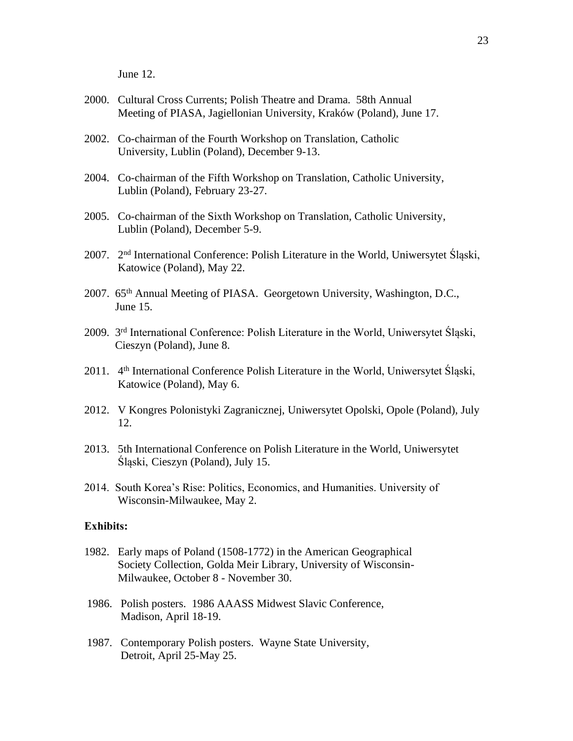June 12.

2000. Cultural Cross Currents; Polish Theatre and Drama. 58th Annual Meeting of PIASA, Jagiellonian University, Kraków (Poland), June 17.

2002. Co-chairman of the Fourth Workshop on Translation, Catholic University, Lublin (Poland), December 9-13.

2004. Co-chairman of the Fifth Workshop on Translation, Catholic University, Lublin (Poland), February 23-27.

2005. Co-chairman of the Sixth Workshop on Translation, Catholic University, Lublin (Poland), December 5-9.

2007. 2nd International Conference: Polish Literature in the World, Uniwersytet Śląski, Katowice (Poland), May 22.

2007. 65th Annual Meeting of PIASA. Georgetown University, Washington, D.C., June 15.

2009. 3rd International Conference: Polish Literature in the World, Uniwersytet Śląski, Cieszyn (Poland), June 8.

2011. 4th International Conference Polish Literature in the World, Uniwersytet Śląski, Katowice (Poland), May 6.

2012. V Kongres Polonistyki Zagranicznej, Uniwersytet Opolski, Opole (Poland), July 12.

2013. 5th International Conference on Polish Literature in the World, Uniwersytet Śląski, Cieszyn (Poland), July 15.

2014. South Korea's Rise: Politics, Economics, and Humanities. University of Wisconsin-Milwaukee, May 2.

**Exhibits:**

1982. Early maps of Poland (1508-1772) in the American Geographical Society Collection, Golda Meir Library, University of Wisconsin-Milwaukee, October 8 - November 30.

1986. Polish posters. 1986 AAASS Midwest Slavic Conference, Madison, April 18-19.

1987. Contemporary Polish posters. Wayne State University, Detroit, April 25-May 25.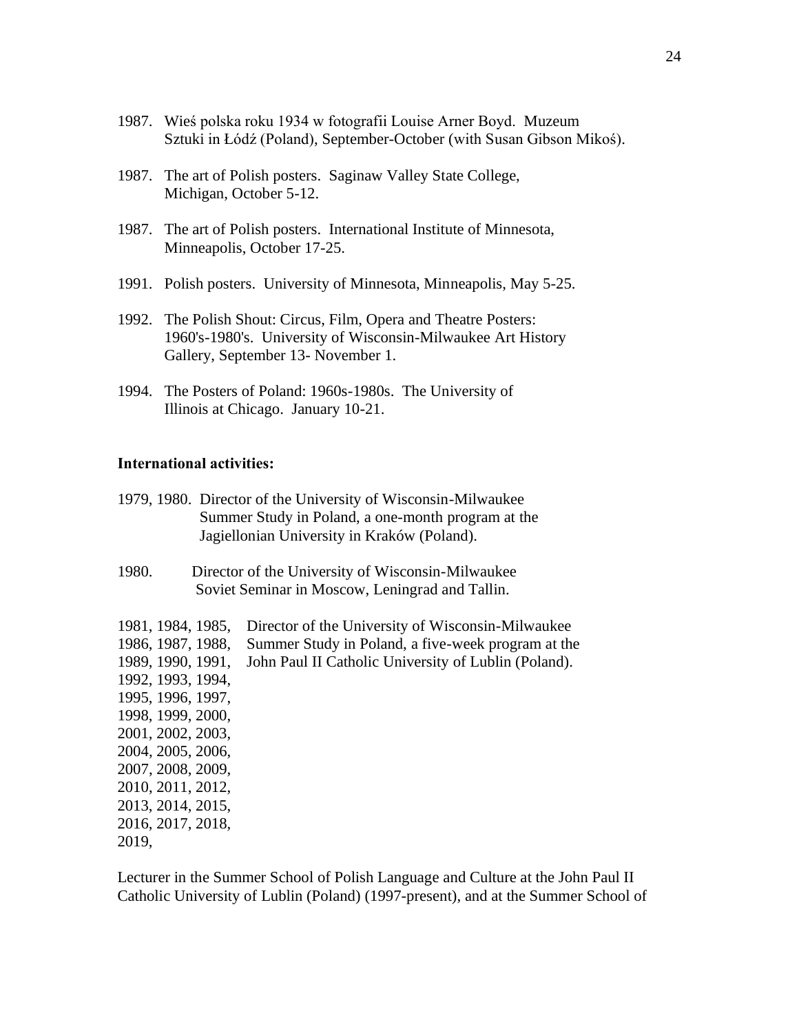1987. Wieś polska roku 1934 w fotografii Louise Arner Boyd. Muzeum Sztuki in Łódź (Poland), September-October (with Susan Gibson Mikoś).

1987. The art of Polish posters. Saginaw Valley State College, Michigan, October 5-12.

1987. The art of Polish posters. International Institute of Minnesota, Minneapolis, October 17-25.

1991. Polish posters. University of Minnesota, Minneapolis, May 5-25.

1992. The Polish Shout: Circus, Film, Opera and Theatre Posters: 1960's-1980's. University of Wisconsin-Milwaukee Art History Gallery, September 13- November 1.

1994. The Posters of Poland: 1960s-1980s. The University of Illinois at Chicago. January 10-21.

**International activities:**

1979, 1980. Director of the University of Wisconsin-Milwaukee Summer Study in Poland, a one-month program at the Jagiellonian University in Kraków (Poland).

1980. Director of the University of Wisconsin-Milwaukee Soviet Seminar in Moscow, Leningrad and Tallin.

1981, 1984, 1985, 1986, 1987, 1988, 1989, 1990, 1991, 1992, 1993, 1994, 1995, 1996, 1997, 1998, 1999, 2000, 2001, 2002, 2003, 2004, 2005, 2006, 2007, 2008, 2009, 2010, 2011, 2012, 2013, 2014, 2015, 2016, 2017, 2018, 2019, Director of the University of Wisconsin-Milwaukee Summer Study in Poland, a five-week program at the John Paul II Catholic University of Lublin (Poland).

Lecturer in the Summer School of Polish Language and Culture at the John Paul II Catholic University of Lublin (Poland) (1997-present), and at the Summer School of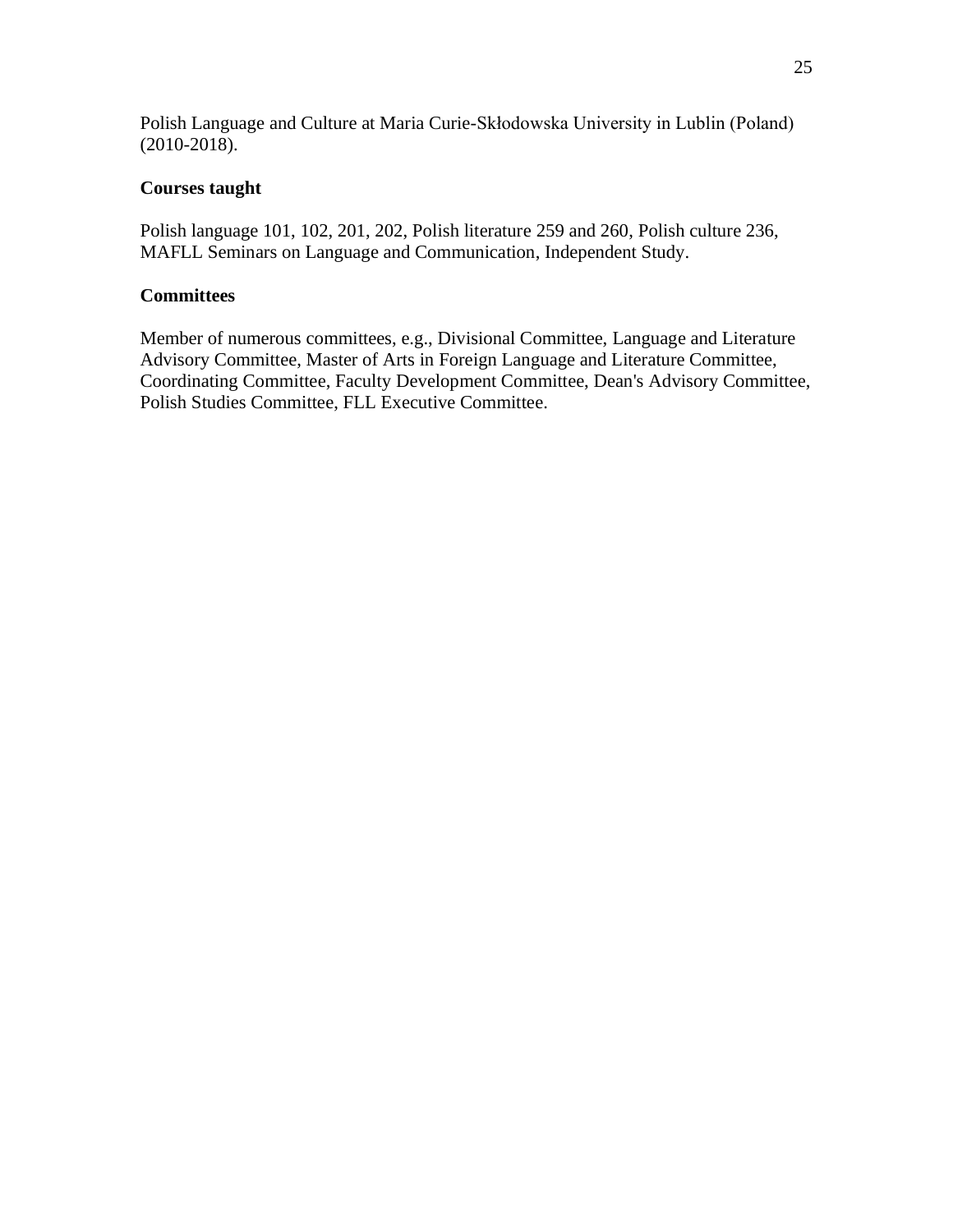Polish Language and Culture at Maria Curie-Skłodowska University in Lublin (Poland) (2010-2018).

### Courses taught

Polish language 101, 102, 201, 202, Polish literature 259 and 260, Polish culture 236, MAFLL Seminars on Language and Communication, Independent Study.

### Committees

Member of numerous committees, e.g., Divisional Committee, Language and Literature Advisory Committee, Master of Arts in Foreign Language and Literature Committee, Coordinating Committee, Faculty Development Committee, Dean's Advisory Committee, Polish Studies Committee, FLL Executive Committee.